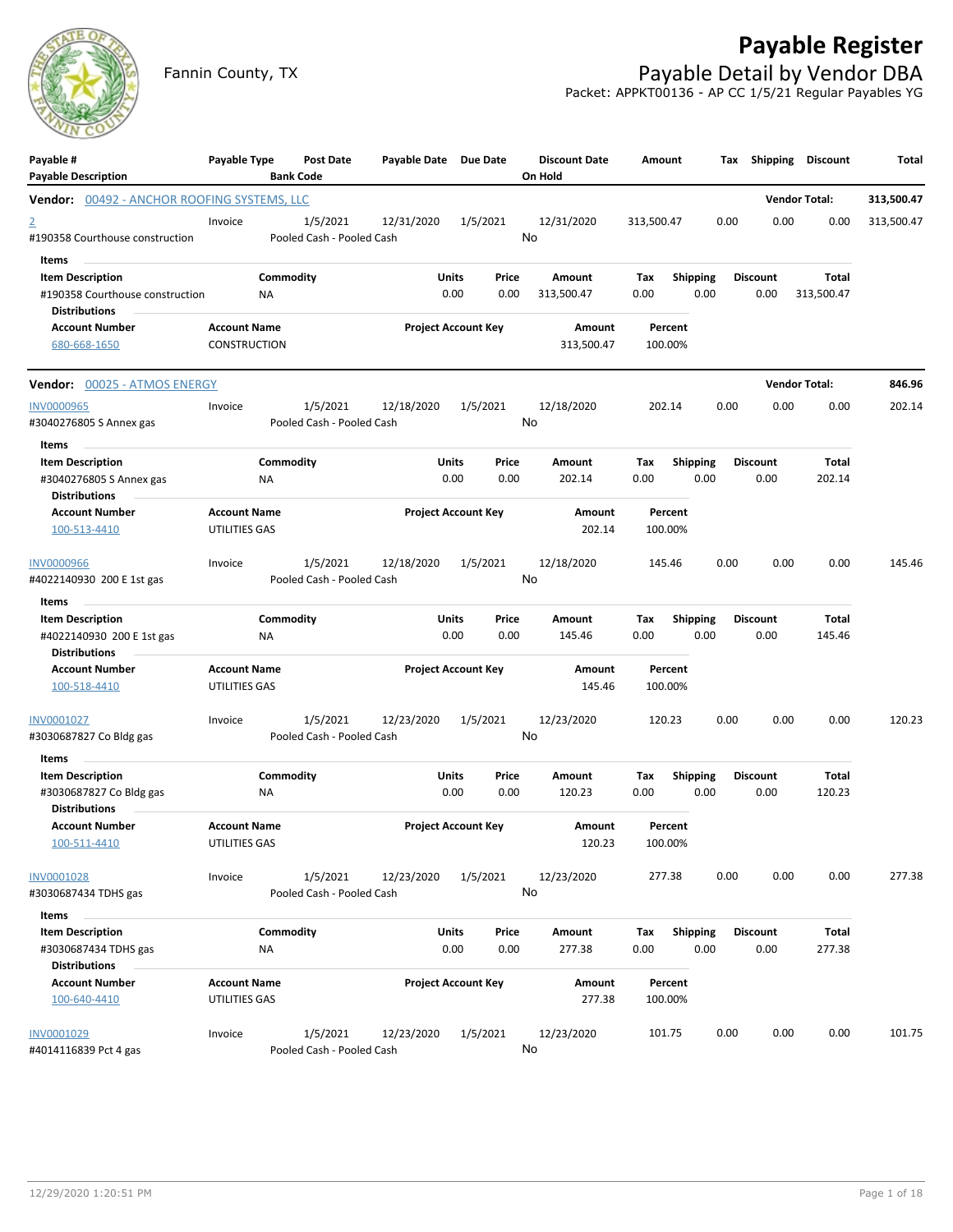# Payable Register

Fannin County, TX

## Payable Detail by Vendor DBA

Packet: APPKT00136 - AP CC 1/5/21 Regular Payables YG

| Payable # / Payable Description | Payable Type | Post Date / Bank Code | Payable Date | Due Date | Discount Date / On Hold | Amount | Tax | Shipping | Discount | Total |
|---|---|---|---|---|---|---|---|---|---|---|

**Vendor: 00492 - ANCHOR ROOFING SYSTEMS, LLC** — Vendor Total: **313,500.47**

| Payable # | Payable Type | Post Date | Payable Date | Due Date | Discount Date | Amount | Tax | Shipping | Discount | Total |
|---|---|---|---|---|---|---|---|---|---|---|
| 2 | Invoice | 1/5/2021 | 12/31/2020 | 1/5/2021 | 12/31/2020 | 313,500.47 | 0.00 | 0.00 | 0.00 | 313,500.47 |
| #190358 Courthouse construction | | Pooled Cash - Pooled Cash | | | No | | | | | |

Items

| Item Description | Commodity | Units | Price | Amount | Tax | Shipping | Discount | Total |
|---|---|---|---|---|---|---|---|---|
| #190358 Courthouse construction | NA | 0.00 | 0.00 | 313,500.47 | 0.00 | 0.00 | 0.00 | 313,500.47 |

Distributions

| Account Number | Account Name | Project Account Key | Amount | Percent |
|---|---|---|---|---|
| 680-668-1650 | CONSTRUCTION | | 313,500.47 | 100.00% |

**Vendor: 00025 - ATMOS ENERGY** — Vendor Total: **846.96**

| Payable # | Payable Type | Post Date | Payable Date | Due Date | Discount Date | Amount | Tax | Shipping | Discount | Total |
|---|---|---|---|---|---|---|---|---|---|---|
| INV0000965 | Invoice | 1/5/2021 | 12/18/2020 | 1/5/2021 | 12/18/2020 | 202.14 | 0.00 | 0.00 | 0.00 | 202.14 |
| #3040276805 S Annex gas | | Pooled Cash - Pooled Cash | | | No | | | | | |

Items

| Item Description | Commodity | Units | Price | Amount | Tax | Shipping | Discount | Total |
|---|---|---|---|---|---|---|---|---|
| #3040276805 S Annex gas | NA | 0.00 | 0.00 | 202.14 | 0.00 | 0.00 | 0.00 | 202.14 |

Distributions

| Account Number | Account Name | Project Account Key | Amount | Percent |
|---|---|---|---|---|
| 100-513-4410 | UTILITIES GAS | | 202.14 | 100.00% |

| Payable # | Payable Type | Post Date | Payable Date | Due Date | Discount Date | Amount | Tax | Shipping | Discount | Total |
|---|---|---|---|---|---|---|---|---|---|---|
| INV0000966 | Invoice | 1/5/2021 | 12/18/2020 | 1/5/2021 | 12/18/2020 | 145.46 | 0.00 | 0.00 | 0.00 | 145.46 |
| #4022140930 200 E 1st gas | | Pooled Cash - Pooled Cash | | | No | | | | | |

Items

| Item Description | Commodity | Units | Price | Amount | Tax | Shipping | Discount | Total |
|---|---|---|---|---|---|---|---|---|
| #4022140930 200 E 1st gas | NA | 0.00 | 0.00 | 145.46 | 0.00 | 0.00 | 0.00 | 145.46 |

Distributions

| Account Number | Account Name | Project Account Key | Amount | Percent |
|---|---|---|---|---|
| 100-518-4410 | UTILITIES GAS | | 145.46 | 100.00% |

| Payable # | Payable Type | Post Date | Payable Date | Due Date | Discount Date | Amount | Tax | Shipping | Discount | Total |
|---|---|---|---|---|---|---|---|---|---|---|
| INV0001027 | Invoice | 1/5/2021 | 12/23/2020 | 1/5/2021 | 12/23/2020 | 120.23 | 0.00 | 0.00 | 0.00 | 120.23 |
| #3030687827 Co Bldg gas | | Pooled Cash - Pooled Cash | | | No | | | | | |

Items

| Item Description | Commodity | Units | Price | Amount | Tax | Shipping | Discount | Total |
|---|---|---|---|---|---|---|---|---|
| #3030687827 Co Bldg gas | NA | 0.00 | 0.00 | 120.23 | 0.00 | 0.00 | 0.00 | 120.23 |

Distributions

| Account Number | Account Name | Project Account Key | Amount | Percent |
|---|---|---|---|---|
| 100-511-4410 | UTILITIES GAS | | 120.23 | 100.00% |

| Payable # | Payable Type | Post Date | Payable Date | Due Date | Discount Date | Amount | Tax | Shipping | Discount | Total |
|---|---|---|---|---|---|---|---|---|---|---|
| INV0001028 | Invoice | 1/5/2021 | 12/23/2020 | 1/5/2021 | 12/23/2020 | 277.38 | 0.00 | 0.00 | 0.00 | 277.38 |
| #3030687434 TDHS gas | | Pooled Cash - Pooled Cash | | | No | | | | | |

Items

| Item Description | Commodity | Units | Price | Amount | Tax | Shipping | Discount | Total |
|---|---|---|---|---|---|---|---|---|
| #3030687434 TDHS gas | NA | 0.00 | 0.00 | 277.38 | 0.00 | 0.00 | 0.00 | 277.38 |

Distributions

| Account Number | Account Name | Project Account Key | Amount | Percent |
|---|---|---|---|---|
| 100-640-4410 | UTILITIES GAS | | 277.38 | 100.00% |

| Payable # | Payable Type | Post Date | Payable Date | Due Date | Discount Date | Amount | Tax | Shipping | Discount | Total |
|---|---|---|---|---|---|---|---|---|---|---|
| INV0001029 | Invoice | 1/5/2021 | 12/23/2020 | 1/5/2021 | 12/23/2020 | 101.75 | 0.00 | 0.00 | 0.00 | 101.75 |
| #4014116839 Pct 4 gas | | Pooled Cash - Pooled Cash | | | No | | | | | |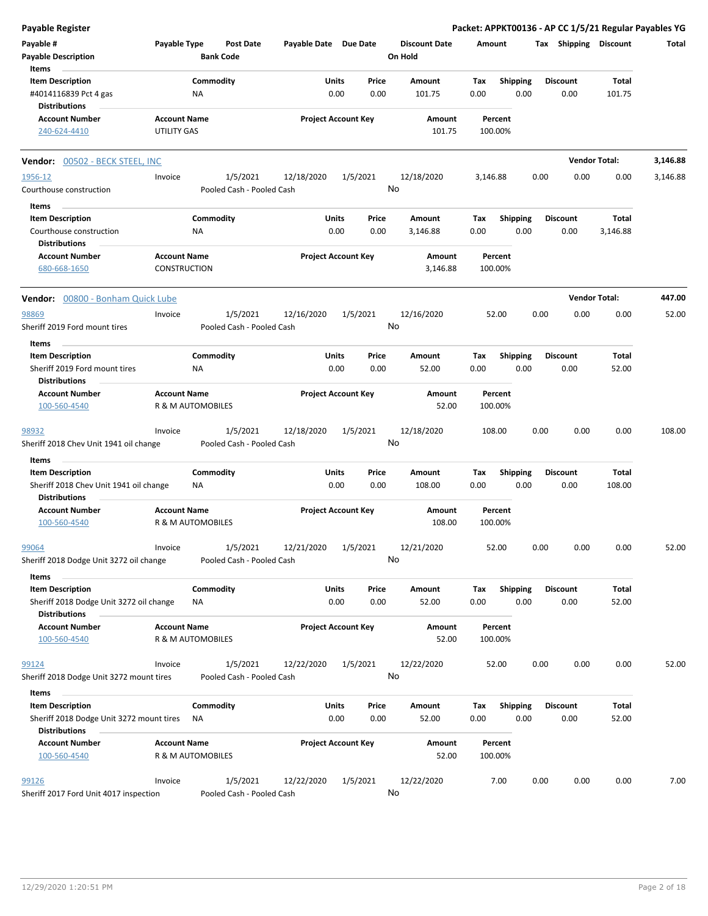**Payable Register** — **Packet: APPKT00136 - AP CC 1/5/21 Regular Payables YG**

| Payable # | Payable Type | Post Date | Payable Date | Due Date | Discount Date | Amount | Tax | Shipping | Discount | Total |
|---|---|---|---|---|---|---|---|---|---|---|
| Payable Description | | Bank Code | | | On Hold | | | | | |

**Items**

| Item Description | Commodity | Units | Price | Amount | Tax | Shipping | Discount | Total |
|---|---|---|---|---|---|---|---|---|
| #4014116839 Pct 4 gas | NA | 0.00 | 0.00 | 101.75 | 0.00 | 0.00 | 0.00 | 101.75 |

**Distributions**

| Account Number | Account Name | Project Account Key | Amount | Percent |
|---|---|---|---|---|
| 240-624-4410 | UTILITY GAS | | 101.75 | 100.00% |

---

**Vendor:** 00502 - BECK STEEL, INC — **Vendor Total: 3,146.88**

| Payable # | Payable Type | Post Date | Payable Date | Due Date | Discount Date | Amount | Tax | Shipping | Discount | Total |
|---|---|---|---|---|---|---|---|---|---|---|
| 1956-12 | Invoice | 1/5/2021 | 12/18/2020 | 1/5/2021 | 12/18/2020 | 3,146.88 | 0.00 | 0.00 | 0.00 | 3,146.88 |
| Courthouse construction | | Pooled Cash - Pooled Cash | | | No | | | | | |

**Items**

| Item Description | Commodity | Units | Price | Amount | Tax | Shipping | Discount | Total |
|---|---|---|---|---|---|---|---|---|
| Courthouse construction | NA | 0.00 | 0.00 | 3,146.88 | 0.00 | 0.00 | 0.00 | 3,146.88 |

**Distributions**

| Account Number | Account Name | Project Account Key | Amount | Percent |
|---|---|---|---|---|
| 680-668-1650 | CONSTRUCTION | | 3,146.88 | 100.00% |

---

**Vendor:** 00800 - Bonham Quick Lube — **Vendor Total: 447.00**

| Payable # | Payable Type | Post Date | Payable Date | Due Date | Discount Date | Amount | Tax | Shipping | Discount | Total |
|---|---|---|---|---|---|---|---|---|---|---|
| 98869 | Invoice | 1/5/2021 | 12/16/2020 | 1/5/2021 | 12/16/2020 | 52.00 | 0.00 | 0.00 | 0.00 | 52.00 |
| Sheriff 2019 Ford mount tires | | Pooled Cash - Pooled Cash | | | No | | | | | |

**Items**

| Item Description | Commodity | Units | Price | Amount | Tax | Shipping | Discount | Total |
|---|---|---|---|---|---|---|---|---|
| Sheriff 2019 Ford mount tires | NA | 0.00 | 0.00 | 52.00 | 0.00 | 0.00 | 0.00 | 52.00 |

**Distributions**

| Account Number | Account Name | Project Account Key | Amount | Percent |
|---|---|---|---|---|
| 100-560-4540 | R & M AUTOMOBILES | | 52.00 | 100.00% |

| Payable # | Payable Type | Post Date | Payable Date | Due Date | Discount Date | Amount | Tax | Shipping | Discount | Total |
|---|---|---|---|---|---|---|---|---|---|---|
| 98932 | Invoice | 1/5/2021 | 12/18/2020 | 1/5/2021 | 12/18/2020 | 108.00 | 0.00 | 0.00 | 0.00 | 108.00 |
| Sheriff 2018 Chev Unit 1941 oil change | | Pooled Cash - Pooled Cash | | | No | | | | | |

**Items**

| Item Description | Commodity | Units | Price | Amount | Tax | Shipping | Discount | Total |
|---|---|---|---|---|---|---|---|---|
| Sheriff 2018 Chev Unit 1941 oil change | NA | 0.00 | 0.00 | 108.00 | 0.00 | 0.00 | 0.00 | 108.00 |

**Distributions**

| Account Number | Account Name | Project Account Key | Amount | Percent |
|---|---|---|---|---|
| 100-560-4540 | R & M AUTOMOBILES | | 108.00 | 100.00% |

| Payable # | Payable Type | Post Date | Payable Date | Due Date | Discount Date | Amount | Tax | Shipping | Discount | Total |
|---|---|---|---|---|---|---|---|---|---|---|
| 99064 | Invoice | 1/5/2021 | 12/21/2020 | 1/5/2021 | 12/21/2020 | 52.00 | 0.00 | 0.00 | 0.00 | 52.00 |
| Sheriff 2018 Dodge Unit 3272 oil change | | Pooled Cash - Pooled Cash | | | No | | | | | |

**Items**

| Item Description | Commodity | Units | Price | Amount | Tax | Shipping | Discount | Total |
|---|---|---|---|---|---|---|---|---|
| Sheriff 2018 Dodge Unit 3272 oil change | NA | 0.00 | 0.00 | 52.00 | 0.00 | 0.00 | 0.00 | 52.00 |

**Distributions**

| Account Number | Account Name | Project Account Key | Amount | Percent |
|---|---|---|---|---|
| 100-560-4540 | R & M AUTOMOBILES | | 52.00 | 100.00% |

| Payable # | Payable Type | Post Date | Payable Date | Due Date | Discount Date | Amount | Tax | Shipping | Discount | Total |
|---|---|---|---|---|---|---|---|---|---|---|
| 99124 | Invoice | 1/5/2021 | 12/22/2020 | 1/5/2021 | 12/22/2020 | 52.00 | 0.00 | 0.00 | 0.00 | 52.00 |
| Sheriff 2018 Dodge Unit 3272 mount tires | | Pooled Cash - Pooled Cash | | | No | | | | | |

**Items**

| Item Description | Commodity | Units | Price | Amount | Tax | Shipping | Discount | Total |
|---|---|---|---|---|---|---|---|---|
| Sheriff 2018 Dodge Unit 3272 mount tires | NA | 0.00 | 0.00 | 52.00 | 0.00 | 0.00 | 0.00 | 52.00 |

**Distributions**

| Account Number | Account Name | Project Account Key | Amount | Percent |
|---|---|---|---|---|
| 100-560-4540 | R & M AUTOMOBILES | | 52.00 | 100.00% |

| Payable # | Payable Type | Post Date | Payable Date | Due Date | Discount Date | Amount | Tax | Shipping | Discount | Total |
|---|---|---|---|---|---|---|---|---|---|---|
| 99126 | Invoice | 1/5/2021 | 12/22/2020 | 1/5/2021 | 12/22/2020 | 7.00 | 0.00 | 0.00 | 0.00 | 7.00 |
| Sheriff 2017 Ford Unit 4017 inspection | | Pooled Cash - Pooled Cash | | | No | | | | | |

12/29/2020 1:20:51 PM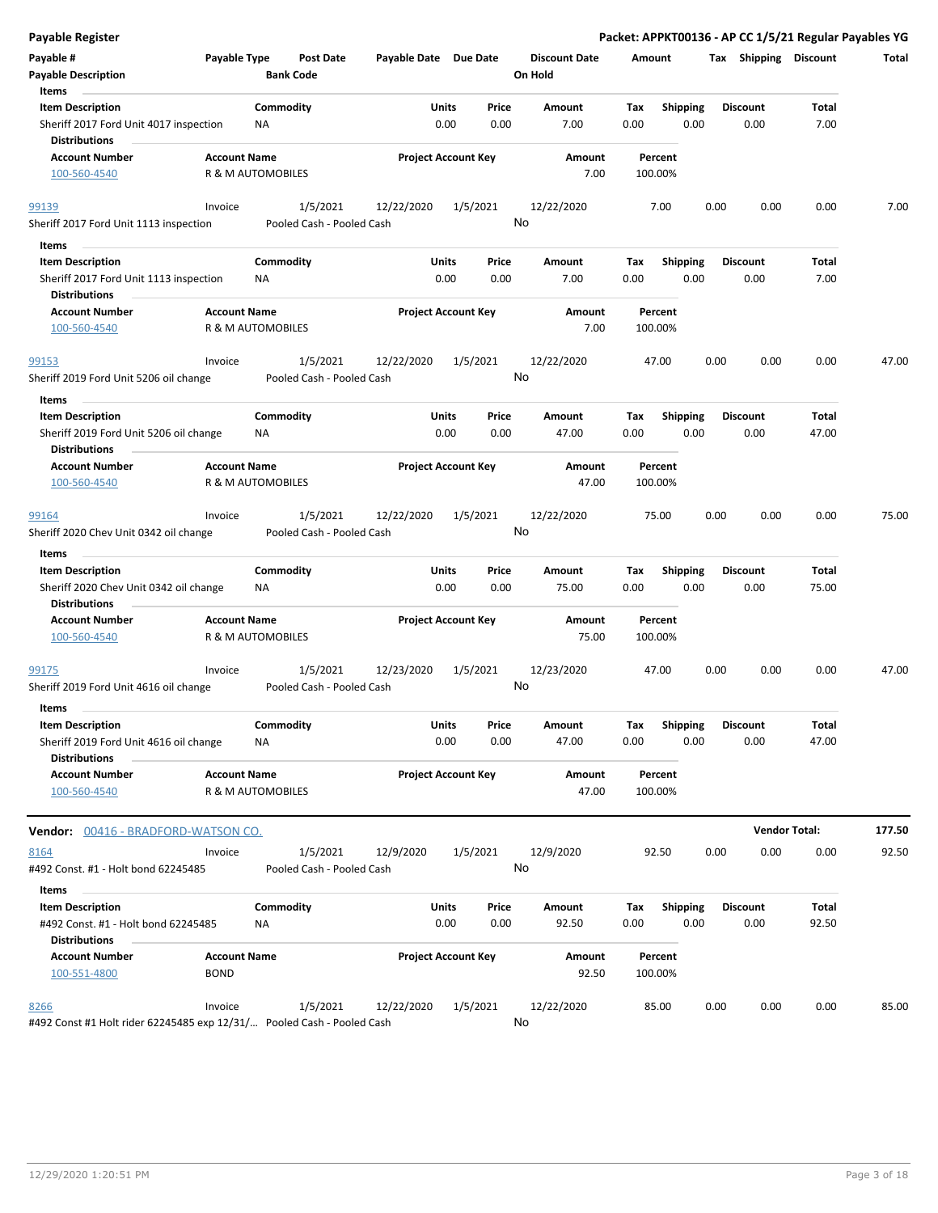# Payable Register

**Packet: APPKT00136 - AP CC 1/5/21 Regular Payables YG**

| Payable # | Payable Type | Post Date | Payable Date | Due Date | Discount Date | Amount | Tax | Shipping | Discount | Total |
|---|---|---|---|---|---|---|---|---|---|---|
| Payable Description | | Bank Code | | | On Hold | | | | | |

**Items**

| Item Description | Commodity | Units | Price | Amount | Tax | Shipping | Discount | Total |
|---|---|---|---|---|---|---|---|---|
| Sheriff 2017 Ford Unit 4017 inspection | NA | 0.00 | 0.00 | 7.00 | 0.00 | 0.00 | 0.00 | 7.00 |

**Distributions**

| Account Number | Account Name | Project Account Key | Amount | Percent |
|---|---|---|---|---|
| 100-560-4540 | R & M AUTOMOBILES | | 7.00 | 100.00% |

| Payable # | Payable Type | Post Date | Payable Date | Due Date | Discount Date | Amount | Tax | Shipping | Discount | Total |
|---|---|---|---|---|---|---|---|---|---|---|
| 99139 | Invoice | 1/5/2021 | 12/22/2020 | 1/5/2021 | 12/22/2020 | 7.00 | 0.00 | 0.00 | 0.00 | 7.00 |
| Sheriff 2017 Ford Unit 1113 inspection | | Pooled Cash - Pooled Cash | | | No | | | | | |

**Items**

| Item Description | Commodity | Units | Price | Amount | Tax | Shipping | Discount | Total |
|---|---|---|---|---|---|---|---|---|
| Sheriff 2017 Ford Unit 1113 inspection | NA | 0.00 | 0.00 | 7.00 | 0.00 | 0.00 | 0.00 | 7.00 |

**Distributions**

| Account Number | Account Name | Project Account Key | Amount | Percent |
|---|---|---|---|---|
| 100-560-4540 | R & M AUTOMOBILES | | 7.00 | 100.00% |

| Payable # | Payable Type | Post Date | Payable Date | Due Date | Discount Date | Amount | Tax | Shipping | Discount | Total |
|---|---|---|---|---|---|---|---|---|---|---|
| 99153 | Invoice | 1/5/2021 | 12/22/2020 | 1/5/2021 | 12/22/2020 | 47.00 | 0.00 | 0.00 | 0.00 | 47.00 |
| Sheriff 2019 Ford Unit 5206 oil change | | Pooled Cash - Pooled Cash | | | No | | | | | |

**Items**

| Item Description | Commodity | Units | Price | Amount | Tax | Shipping | Discount | Total |
|---|---|---|---|---|---|---|---|---|
| Sheriff 2019 Ford Unit 5206 oil change | NA | 0.00 | 0.00 | 47.00 | 0.00 | 0.00 | 0.00 | 47.00 |

**Distributions**

| Account Number | Account Name | Project Account Key | Amount | Percent |
|---|---|---|---|---|
| 100-560-4540 | R & M AUTOMOBILES | | 47.00 | 100.00% |

| Payable # | Payable Type | Post Date | Payable Date | Due Date | Discount Date | Amount | Tax | Shipping | Discount | Total |
|---|---|---|---|---|---|---|---|---|---|---|
| 99164 | Invoice | 1/5/2021 | 12/22/2020 | 1/5/2021 | 12/22/2020 | 75.00 | 0.00 | 0.00 | 0.00 | 75.00 |
| Sheriff 2020 Chev Unit 0342 oil change | | Pooled Cash - Pooled Cash | | | No | | | | | |

**Items**

| Item Description | Commodity | Units | Price | Amount | Tax | Shipping | Discount | Total |
|---|---|---|---|---|---|---|---|---|
| Sheriff 2020 Chev Unit 0342 oil change | NA | 0.00 | 0.00 | 75.00 | 0.00 | 0.00 | 0.00 | 75.00 |

**Distributions**

| Account Number | Account Name | Project Account Key | Amount | Percent |
|---|---|---|---|---|
| 100-560-4540 | R & M AUTOMOBILES | | 75.00 | 100.00% |

| Payable # | Payable Type | Post Date | Payable Date | Due Date | Discount Date | Amount | Tax | Shipping | Discount | Total |
|---|---|---|---|---|---|---|---|---|---|---|
| 99175 | Invoice | 1/5/2021 | 12/23/2020 | 1/5/2021 | 12/23/2020 | 47.00 | 0.00 | 0.00 | 0.00 | 47.00 |
| Sheriff 2019 Ford Unit 4616 oil change | | Pooled Cash - Pooled Cash | | | No | | | | | |

**Items**

| Item Description | Commodity | Units | Price | Amount | Tax | Shipping | Discount | Total |
|---|---|---|---|---|---|---|---|---|
| Sheriff 2019 Ford Unit 4616 oil change | NA | 0.00 | 0.00 | 47.00 | 0.00 | 0.00 | 0.00 | 47.00 |

**Distributions**

| Account Number | Account Name | Project Account Key | Amount | Percent |
|---|---|---|---|---|
| 100-560-4540 | R & M AUTOMOBILES | | 47.00 | 100.00% |

## Vendor: 00416 - BRADFORD-WATSON CO.

**Vendor Total: 177.50**

| Payable # | Payable Type | Post Date | Payable Date | Due Date | Discount Date | Amount | Tax | Shipping | Discount | Total |
|---|---|---|---|---|---|---|---|---|---|---|
| 8164 | Invoice | 1/5/2021 | 12/9/2020 | 1/5/2021 | 12/9/2020 | 92.50 | 0.00 | 0.00 | 0.00 | 92.50 |
| #492 Const. #1 - Holt bond 62245485 | | Pooled Cash - Pooled Cash | | | No | | | | | |

**Items**

| Item Description | Commodity | Units | Price | Amount | Tax | Shipping | Discount | Total |
|---|---|---|---|---|---|---|---|---|
| #492 Const. #1 - Holt bond 62245485 | NA | 0.00 | 0.00 | 92.50 | 0.00 | 0.00 | 0.00 | 92.50 |

**Distributions**

| Account Number | Account Name | Project Account Key | Amount | Percent |
|---|---|---|---|---|
| 100-551-4800 | BOND | | 92.50 | 100.00% |

| Payable # | Payable Type | Post Date | Payable Date | Due Date | Discount Date | Amount | Tax | Shipping | Discount | Total |
|---|---|---|---|---|---|---|---|---|---|---|
| 8266 | Invoice | 1/5/2021 | 12/22/2020 | 1/5/2021 | 12/22/2020 | 85.00 | 0.00 | 0.00 | 0.00 | 85.00 |
| #492 Const #1 Holt rider 62245485 exp 12/31/... | | Pooled Cash - Pooled Cash | | | No | | | | | |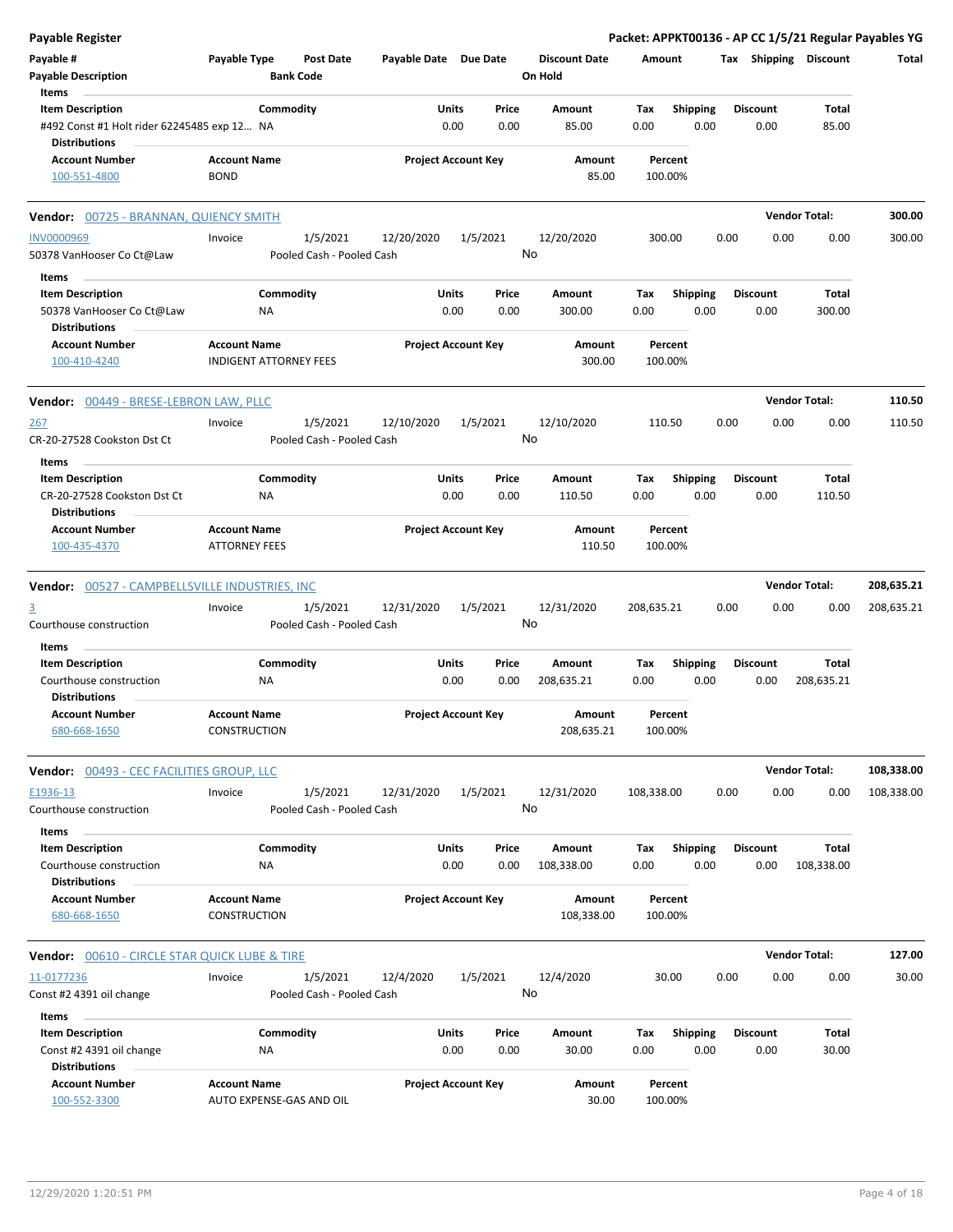## Payable Register

**Packet: APPKT00136 - AP CC 1/5/21 Regular Payables YG**

| Payable # | Payable Type | Post Date | Payable Date | Due Date | Discount Date | Amount | Tax | Shipping | Discount | Total |
|---|---|---|---|---|---|---|---|---|---|---|
| Payable Description | | Bank Code | | | On Hold | | | | | |

**Items**

| Item Description | Commodity | Units | Price | Amount | Tax | Shipping | Discount | Total |
|---|---|---|---|---|---|---|---|---|
| #492 Const #1 Holt rider 62245485 exp 12… | NA | 0.00 | 0.00 | 85.00 | 0.00 | 0.00 | 0.00 | 85.00 |

**Distributions**

| Account Number | Account Name | Project Account Key | Amount | Percent |
|---|---|---|---|---|
| 100-551-4800 | BOND | | 85.00 | 100.00% |

---

### Vendor: 00725 - BRANNAN, QUIENCY SMITH — Vendor Total: 300.00

| Payable # | Payable Type | Post Date | Payable Date | Due Date | Discount Date | Amount | Tax | Shipping | Discount | Total |
|---|---|---|---|---|---|---|---|---|---|---|
| INV0000969 | Invoice | 1/5/2021 | 12/20/2020 | 1/5/2021 | 12/20/2020 | 300.00 | 0.00 | 0.00 | 0.00 | 300.00 |
| 50378 VanHooser Co Ct@Law | | Pooled Cash - Pooled Cash | | | No | | | | | |

**Items**

| Item Description | Commodity | Units | Price | Amount | Tax | Shipping | Discount | Total |
|---|---|---|---|---|---|---|---|---|
| 50378 VanHooser Co Ct@Law | NA | 0.00 | 0.00 | 300.00 | 0.00 | 0.00 | 0.00 | 300.00 |

**Distributions**

| Account Number | Account Name | Project Account Key | Amount | Percent |
|---|---|---|---|---|
| 100-410-4240 | INDIGENT ATTORNEY FEES | | 300.00 | 100.00% |

---

### Vendor: 00449 - BRESE-LEBRON LAW, PLLC — Vendor Total: 110.50

| Payable # | Payable Type | Post Date | Payable Date | Due Date | Discount Date | Amount | Tax | Shipping | Discount | Total |
|---|---|---|---|---|---|---|---|---|---|---|
| 267 | Invoice | 1/5/2021 | 12/10/2020 | 1/5/2021 | 12/10/2020 | 110.50 | 0.00 | 0.00 | 0.00 | 110.50 |
| CR-20-27528 Cookston Dst Ct | | Pooled Cash - Pooled Cash | | | No | | | | | |

**Items**

| Item Description | Commodity | Units | Price | Amount | Tax | Shipping | Discount | Total |
|---|---|---|---|---|---|---|---|---|
| CR-20-27528 Cookston Dst Ct | NA | 0.00 | 0.00 | 110.50 | 0.00 | 0.00 | 0.00 | 110.50 |

**Distributions**

| Account Number | Account Name | Project Account Key | Amount | Percent |
|---|---|---|---|---|
| 100-435-4370 | ATTORNEY FEES | | 110.50 | 100.00% |

---

### Vendor: 00527 - CAMPBELLSVILLE INDUSTRIES, INC — Vendor Total: 208,635.21

| Payable # | Payable Type | Post Date | Payable Date | Due Date | Discount Date | Amount | Tax | Shipping | Discount | Total |
|---|---|---|---|---|---|---|---|---|---|---|
| 3 | Invoice | 1/5/2021 | 12/31/2020 | 1/5/2021 | 12/31/2020 | 208,635.21 | 0.00 | 0.00 | 0.00 | 208,635.21 |
| Courthouse construction | | Pooled Cash - Pooled Cash | | | No | | | | | |

**Items**

| Item Description | Commodity | Units | Price | Amount | Tax | Shipping | Discount | Total |
|---|---|---|---|---|---|---|---|---|
| Courthouse construction | NA | 0.00 | 0.00 | 208,635.21 | 0.00 | 0.00 | 0.00 | 208,635.21 |

**Distributions**

| Account Number | Account Name | Project Account Key | Amount | Percent |
|---|---|---|---|---|
| 680-668-1650 | CONSTRUCTION | | 208,635.21 | 100.00% |

---

### Vendor: 00493 - CEC FACILITIES GROUP, LLC — Vendor Total: 108,338.00

| Payable # | Payable Type | Post Date | Payable Date | Due Date | Discount Date | Amount | Tax | Shipping | Discount | Total |
|---|---|---|---|---|---|---|---|---|---|---|
| E1936-13 | Invoice | 1/5/2021 | 12/31/2020 | 1/5/2021 | 12/31/2020 | 108,338.00 | 0.00 | 0.00 | 0.00 | 108,338.00 |
| Courthouse construction | | Pooled Cash - Pooled Cash | | | No | | | | | |

**Items**

| Item Description | Commodity | Units | Price | Amount | Tax | Shipping | Discount | Total |
|---|---|---|---|---|---|---|---|---|
| Courthouse construction | NA | 0.00 | 0.00 | 108,338.00 | 0.00 | 0.00 | 0.00 | 108,338.00 |

**Distributions**

| Account Number | Account Name | Project Account Key | Amount | Percent |
|---|---|---|---|---|
| 680-668-1650 | CONSTRUCTION | | 108,338.00 | 100.00% |

---

### Vendor: 00610 - CIRCLE STAR QUICK LUBE & TIRE — Vendor Total: 127.00

| Payable # | Payable Type | Post Date | Payable Date | Due Date | Discount Date | Amount | Tax | Shipping | Discount | Total |
|---|---|---|---|---|---|---|---|---|---|---|
| 11-0177236 | Invoice | 1/5/2021 | 12/4/2020 | 1/5/2021 | 12/4/2020 | 30.00 | 0.00 | 0.00 | 0.00 | 30.00 |
| Const #2 4391 oil change | | Pooled Cash - Pooled Cash | | | No | | | | | |

**Items**

| Item Description | Commodity | Units | Price | Amount | Tax | Shipping | Discount | Total |
|---|---|---|---|---|---|---|---|---|
| Const #2 4391 oil change | NA | 0.00 | 0.00 | 30.00 | 0.00 | 0.00 | 0.00 | 30.00 |

**Distributions**

| Account Number | Account Name | Project Account Key | Amount | Percent |
|---|---|---|---|---|
| 100-552-3300 | AUTO EXPENSE-GAS AND OIL | | 30.00 | 100.00% |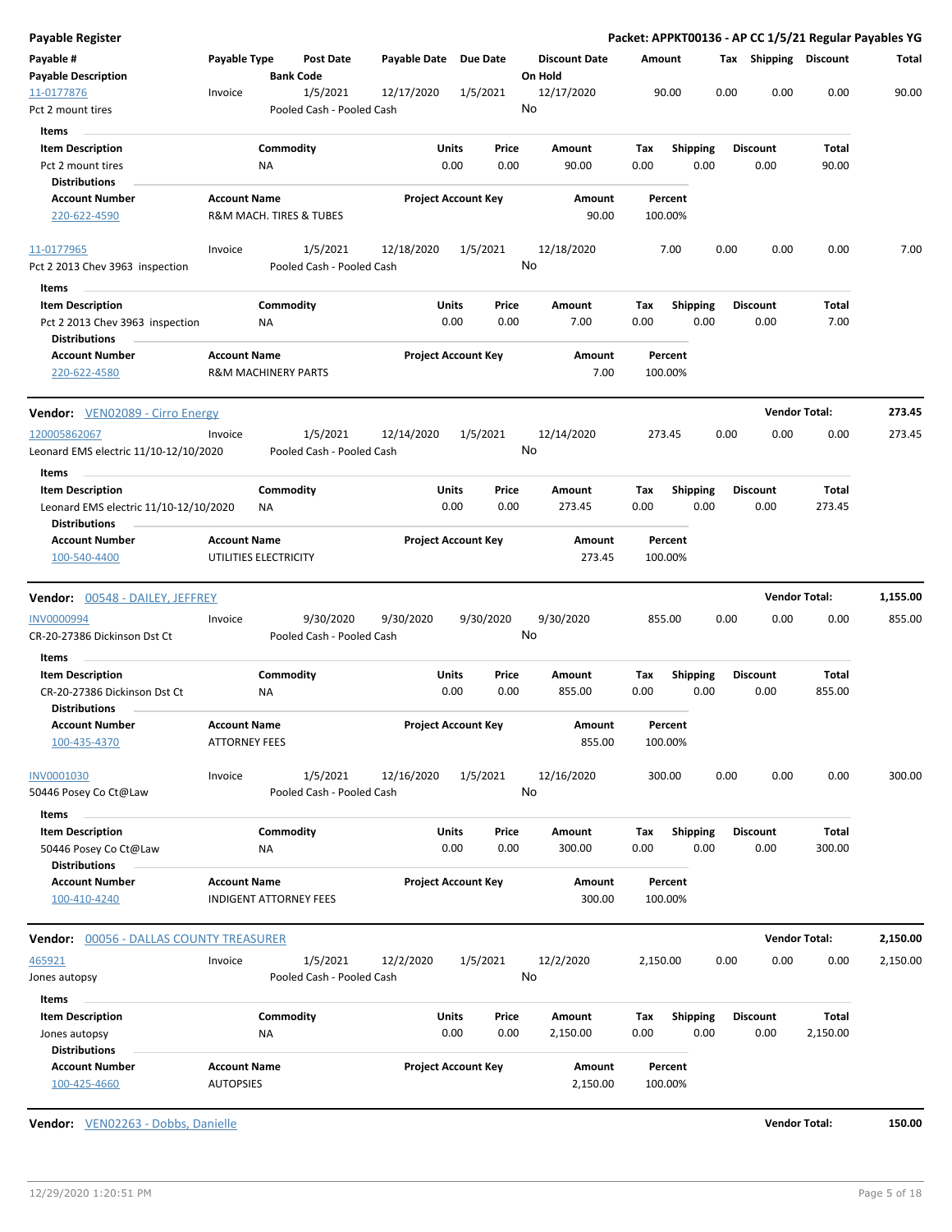**Payable Register** — Packet: APPKT00136 - AP CC 1/5/21 Regular Payables YG

| Payable # / Payable Description | Payable Type | Post Date / Bank Code | Payable Date | Due Date | Discount Date / On Hold | Amount | Tax | Shipping | Discount | Total |
|---|---|---|---|---|---|---|---|---|---|---|
| 11-0177876 / Pct 2 mount tires | Invoice | 1/5/2021 / Pooled Cash - Pooled Cash | 12/17/2020 | 1/5/2021 | 12/17/2020 / No | 90.00 | 0.00 | 0.00 | 0.00 | 90.00 |

Items

| Item Description | Commodity | Units | Price | Amount | Tax | Shipping | Discount | Total |
|---|---|---|---|---|---|---|---|---|
| Pct 2 mount tires | NA | 0.00 | 0.00 | 90.00 | 0.00 | 0.00 | 0.00 | 90.00 |

Distributions

| Account Number | Account Name | Project Account Key | Amount | Percent |
|---|---|---|---|---|
| 220-622-4590 | R&M MACH. TIRES & TUBES | | 90.00 | 100.00% |

| Payable # / Payable Description | Payable Type | Post Date / Bank Code | Payable Date | Due Date | Discount Date / On Hold | Amount | Tax | Shipping | Discount | Total |
|---|---|---|---|---|---|---|---|---|---|---|
| 11-0177965 / Pct 2 2013 Chev 3963 inspection | Invoice | 1/5/2021 / Pooled Cash - Pooled Cash | 12/18/2020 | 1/5/2021 | 12/18/2020 / No | 7.00 | 0.00 | 0.00 | 0.00 | 7.00 |

Items

| Item Description | Commodity | Units | Price | Amount | Tax | Shipping | Discount | Total |
|---|---|---|---|---|---|---|---|---|
| Pct 2 2013 Chev 3963 inspection | NA | 0.00 | 0.00 | 7.00 | 0.00 | 0.00 | 0.00 | 7.00 |

Distributions

| Account Number | Account Name | Project Account Key | Amount | Percent |
|---|---|---|---|---|
| 220-622-4580 | R&M MACHINERY PARTS | | 7.00 | 100.00% |

**Vendor:** VEN02089 - Cirro Energy — **Vendor Total: 273.45**

| Payable # / Payable Description | Payable Type | Post Date / Bank Code | Payable Date | Due Date | Discount Date / On Hold | Amount | Tax | Shipping | Discount | Total |
|---|---|---|---|---|---|---|---|---|---|---|
| 120005862067 / Leonard EMS electric 11/10-12/10/2020 | Invoice | 1/5/2021 / Pooled Cash - Pooled Cash | 12/14/2020 | 1/5/2021 | 12/14/2020 / No | 273.45 | 0.00 | 0.00 | 0.00 | 273.45 |

Items

| Item Description | Commodity | Units | Price | Amount | Tax | Shipping | Discount | Total |
|---|---|---|---|---|---|---|---|---|
| Leonard EMS electric 11/10-12/10/2020 | NA | 0.00 | 0.00 | 273.45 | 0.00 | 0.00 | 0.00 | 273.45 |

Distributions

| Account Number | Account Name | Project Account Key | Amount | Percent |
|---|---|---|---|---|
| 100-540-4400 | UTILITIES ELECTRICITY | | 273.45 | 100.00% |

**Vendor:** 00548 - DAILEY, JEFFREY — **Vendor Total: 1,155.00**

| Payable # / Payable Description | Payable Type | Post Date / Bank Code | Payable Date | Due Date | Discount Date / On Hold | Amount | Tax | Shipping | Discount | Total |
|---|---|---|---|---|---|---|---|---|---|---|
| INV0000994 / CR-20-27386 Dickinson Dst Ct | Invoice | 9/30/2020 / Pooled Cash - Pooled Cash | 9/30/2020 | 9/30/2020 | 9/30/2020 / No | 855.00 | 0.00 | 0.00 | 0.00 | 855.00 |

Items

| Item Description | Commodity | Units | Price | Amount | Tax | Shipping | Discount | Total |
|---|---|---|---|---|---|---|---|---|
| CR-20-27386 Dickinson Dst Ct | NA | 0.00 | 0.00 | 855.00 | 0.00 | 0.00 | 0.00 | 855.00 |

Distributions

| Account Number | Account Name | Project Account Key | Amount | Percent |
|---|---|---|---|---|
| 100-435-4370 | ATTORNEY FEES | | 855.00 | 100.00% |

| Payable # / Payable Description | Payable Type | Post Date / Bank Code | Payable Date | Due Date | Discount Date / On Hold | Amount | Tax | Shipping | Discount | Total |
|---|---|---|---|---|---|---|---|---|---|---|
| INV0001030 / 50446 Posey Co Ct@Law | Invoice | 1/5/2021 / Pooled Cash - Pooled Cash | 12/16/2020 | 1/5/2021 | 12/16/2020 / No | 300.00 | 0.00 | 0.00 | 0.00 | 300.00 |

Items

| Item Description | Commodity | Units | Price | Amount | Tax | Shipping | Discount | Total |
|---|---|---|---|---|---|---|---|---|
| 50446 Posey Co Ct@Law | NA | 0.00 | 0.00 | 300.00 | 0.00 | 0.00 | 0.00 | 300.00 |

Distributions

| Account Number | Account Name | Project Account Key | Amount | Percent |
|---|---|---|---|---|
| 100-410-4240 | INDIGENT ATTORNEY FEES | | 300.00 | 100.00% |

**Vendor:** 00056 - DALLAS COUNTY TREASURER — **Vendor Total: 2,150.00**

| Payable # / Payable Description | Payable Type | Post Date / Bank Code | Payable Date | Due Date | Discount Date / On Hold | Amount | Tax | Shipping | Discount | Total |
|---|---|---|---|---|---|---|---|---|---|---|
| 465921 / Jones autopsy | Invoice | 1/5/2021 / Pooled Cash - Pooled Cash | 12/2/2020 | 1/5/2021 | 12/2/2020 / No | 2,150.00 | 0.00 | 0.00 | 0.00 | 2,150.00 |

Items

| Item Description | Commodity | Units | Price | Amount | Tax | Shipping | Discount | Total |
|---|---|---|---|---|---|---|---|---|
| Jones autopsy | NA | 0.00 | 0.00 | 2,150.00 | 0.00 | 0.00 | 0.00 | 2,150.00 |

Distributions

| Account Number | Account Name | Project Account Key | Amount | Percent |
|---|---|---|---|---|
| 100-425-4660 | AUTOPSIES | | 2,150.00 | 100.00% |

**Vendor:** VEN02263 - Dobbs, Danielle — **Vendor Total: 150.00**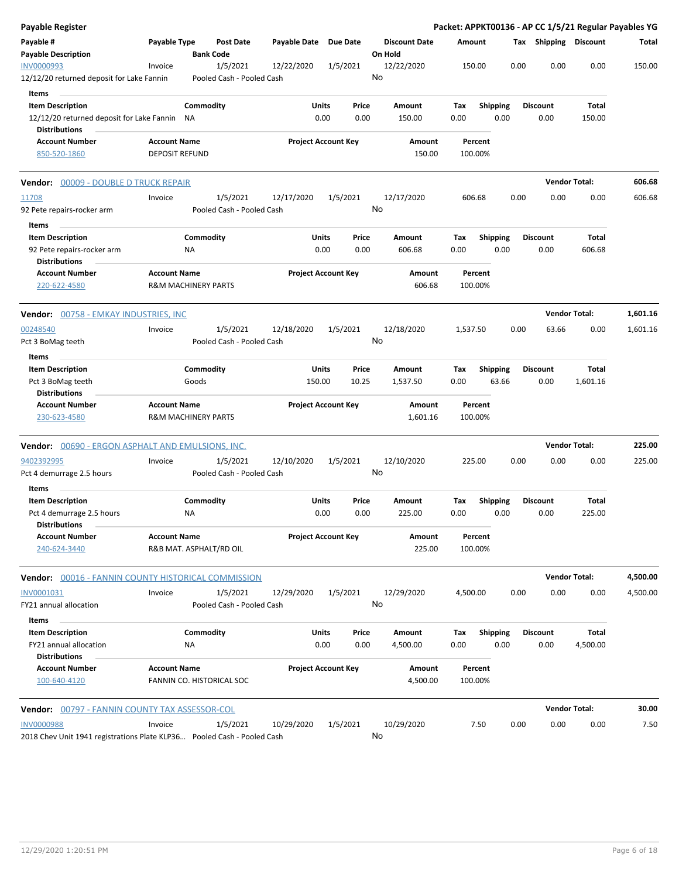**Payable Register** — Packet: APPKT00136 - AP CC 1/5/21 Regular Payables YG

| Payable # / Payable Description | Payable Type | Post Date / Bank Code | Payable Date | Due Date | Discount Date / On Hold | Amount | Tax | Shipping | Discount | Total |
|---|---|---|---|---|---|---|---|---|---|---|
| INV0000993 | Invoice | 1/5/2021 | 12/22/2020 | 1/5/2021 | 12/22/2020 | 150.00 | 0.00 | 0.00 | 0.00 | 150.00 |
| 12/12/20 returned deposit for Lake Fannin | | Pooled Cash - Pooled Cash | | | No | | | | | |

Items

| Item Description | Commodity | Units | Price | Amount | Tax | Shipping | Discount | Total |
|---|---|---|---|---|---|---|---|---|
| 12/12/20 returned deposit for Lake Fannin | NA | 0.00 | 0.00 | 150.00 | 0.00 | 0.00 | 0.00 | 150.00 |

Distributions

| Account Number | Account Name | Project Account Key | Amount | Percent |
|---|---|---|---|---|
| 850-520-1860 | DEPOSIT REFUND | | 150.00 | 100.00% |

**Vendor: 00009 - DOUBLE D TRUCK REPAIR** — Vendor Total: 606.68

| Payable # / Payable Description | Payable Type | Post Date / Bank Code | Payable Date | Due Date | Discount Date / On Hold | Amount | Tax | Shipping | Discount | Total |
|---|---|---|---|---|---|---|---|---|---|---|
| 11708 | Invoice | 1/5/2021 | 12/17/2020 | 1/5/2021 | 12/17/2020 | 606.68 | 0.00 | 0.00 | 0.00 | 606.68 |
| 92 Pete repairs-rocker arm | | Pooled Cash - Pooled Cash | | | No | | | | | |

Items

| Item Description | Commodity | Units | Price | Amount | Tax | Shipping | Discount | Total |
|---|---|---|---|---|---|---|---|---|
| 92 Pete repairs-rocker arm | NA | 0.00 | 0.00 | 606.68 | 0.00 | 0.00 | 0.00 | 606.68 |

Distributions

| Account Number | Account Name | Project Account Key | Amount | Percent |
|---|---|---|---|---|
| 220-622-4580 | R&M MACHINERY PARTS | | 606.68 | 100.00% |

**Vendor: 00758 - EMKAY INDUSTRIES, INC** — Vendor Total: 1,601.16

| Payable # / Payable Description | Payable Type | Post Date / Bank Code | Payable Date | Due Date | Discount Date / On Hold | Amount | Tax | Shipping | Discount | Total |
|---|---|---|---|---|---|---|---|---|---|---|
| 00248540 | Invoice | 1/5/2021 | 12/18/2020 | 1/5/2021 | 12/18/2020 | 1,537.50 | 0.00 | 63.66 | 0.00 | 1,601.16 |
| Pct 3 BoMag teeth | | Pooled Cash - Pooled Cash | | | No | | | | | |

Items

| Item Description | Commodity | Units | Price | Amount | Tax | Shipping | Discount | Total |
|---|---|---|---|---|---|---|---|---|
| Pct 3 BoMag teeth | Goods | 150.00 | 10.25 | 1,537.50 | 0.00 | 63.66 | 0.00 | 1,601.16 |

Distributions

| Account Number | Account Name | Project Account Key | Amount | Percent |
|---|---|---|---|---|
| 230-623-4580 | R&M MACHINERY PARTS | | 1,601.16 | 100.00% |

**Vendor: 00690 - ERGON ASPHALT AND EMULSIONS, INC.** — Vendor Total: 225.00

| Payable # / Payable Description | Payable Type | Post Date / Bank Code | Payable Date | Due Date | Discount Date / On Hold | Amount | Tax | Shipping | Discount | Total |
|---|---|---|---|---|---|---|---|---|---|---|
| 9402392995 | Invoice | 1/5/2021 | 12/10/2020 | 1/5/2021 | 12/10/2020 | 225.00 | 0.00 | 0.00 | 0.00 | 225.00 |
| Pct 4 demurrage 2.5 hours | | Pooled Cash - Pooled Cash | | | No | | | | | |

Items

| Item Description | Commodity | Units | Price | Amount | Tax | Shipping | Discount | Total |
|---|---|---|---|---|---|---|---|---|
| Pct 4 demurrage 2.5 hours | NA | 0.00 | 0.00 | 225.00 | 0.00 | 0.00 | 0.00 | 225.00 |

Distributions

| Account Number | Account Name | Project Account Key | Amount | Percent |
|---|---|---|---|---|
| 240-624-3440 | R&B MAT. ASPHALT/RD OIL | | 225.00 | 100.00% |

**Vendor: 00016 - FANNIN COUNTY HISTORICAL COMMISSION** — Vendor Total: 4,500.00

| Payable # / Payable Description | Payable Type | Post Date / Bank Code | Payable Date | Due Date | Discount Date / On Hold | Amount | Tax | Shipping | Discount | Total |
|---|---|---|---|---|---|---|---|---|---|---|
| INV0001031 | Invoice | 1/5/2021 | 12/29/2020 | 1/5/2021 | 12/29/2020 | 4,500.00 | 0.00 | 0.00 | 0.00 | 4,500.00 |
| FY21 annual allocation | | Pooled Cash - Pooled Cash | | | No | | | | | |

Items

| Item Description | Commodity | Units | Price | Amount | Tax | Shipping | Discount | Total |
|---|---|---|---|---|---|---|---|---|
| FY21 annual allocation | NA | 0.00 | 0.00 | 4,500.00 | 0.00 | 0.00 | 0.00 | 4,500.00 |

Distributions

| Account Number | Account Name | Project Account Key | Amount | Percent |
|---|---|---|---|---|
| 100-640-4120 | FANNIN CO. HISTORICAL SOC | | 4,500.00 | 100.00% |

**Vendor: 00797 - FANNIN COUNTY TAX ASSESSOR-COL** — Vendor Total: 30.00

| Payable # / Payable Description | Payable Type | Post Date / Bank Code | Payable Date | Due Date | Discount Date / On Hold | Amount | Tax | Shipping | Discount | Total |
|---|---|---|---|---|---|---|---|---|---|---|
| INV0000988 | Invoice | 1/5/2021 | 10/29/2020 | 1/5/2021 | 10/29/2020 | 7.50 | 0.00 | 0.00 | 0.00 | 7.50 |
| 2018 Chev Unit 1941 registrations Plate KLP36... | | Pooled Cash - Pooled Cash | | | No | | | | | |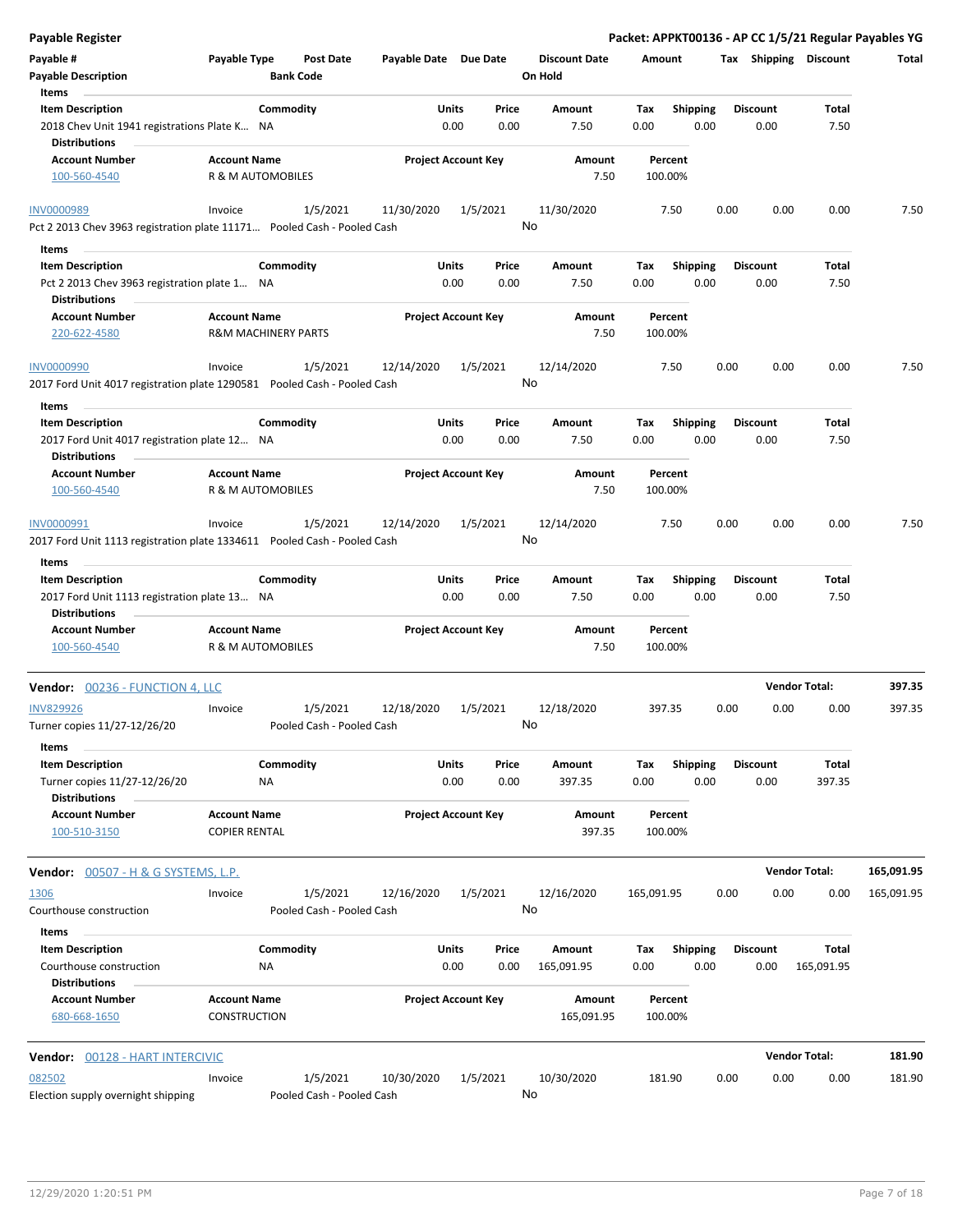# Payable Register

**Packet: APPKT00136 - AP CC 1/5/21 Regular Payables YG**

| Payable # | Payable Type | Post Date | Payable Date | Due Date | Discount Date | Amount | Tax | Shipping | Discount | Total |
|---|---|---|---|---|---|---|---|---|---|---|
| Payable Description | | Bank Code | | | On Hold | | | | | |

**Items**

| Item Description | Commodity | Units | Price | Amount | Tax | Shipping | Discount | Total |
|---|---|---|---|---|---|---|---|---|
| 2018 Chev Unit 1941 registrations Plate K... | NA | 0.00 | 0.00 | 7.50 | 0.00 | 0.00 | 0.00 | 7.50 |

**Distributions**

| Account Number | Account Name | Project Account Key | Amount | Percent |
|---|---|---|---|---|
| 100-560-4540 | R & M AUTOMOBILES | | 7.50 | 100.00% |

| Payable # | Payable Type | Post Date | Payable Date | Due Date | Discount Date | Amount | Tax | Shipping | Discount | Total |
|---|---|---|---|---|---|---|---|---|---|---|
| INV0000989 | Invoice | 1/5/2021 | 11/30/2020 | 1/5/2021 | 11/30/2020 | 7.50 | 0.00 | 0.00 | 0.00 | 7.50 |
| Pct 2 2013 Chev 3963 registration plate 11171... | | Pooled Cash - Pooled Cash | | | No | | | | | |

**Items**

| Item Description | Commodity | Units | Price | Amount | Tax | Shipping | Discount | Total |
|---|---|---|---|---|---|---|---|---|
| Pct 2 2013 Chev 3963 registration plate 1... | NA | 0.00 | 0.00 | 7.50 | 0.00 | 0.00 | 0.00 | 7.50 |

**Distributions**

| Account Number | Account Name | Project Account Key | Amount | Percent |
|---|---|---|---|---|
| 220-622-4580 | R&M MACHINERY PARTS | | 7.50 | 100.00% |

| Payable # | Payable Type | Post Date | Payable Date | Due Date | Discount Date | Amount | Tax | Shipping | Discount | Total |
|---|---|---|---|---|---|---|---|---|---|---|
| INV0000990 | Invoice | 1/5/2021 | 12/14/2020 | 1/5/2021 | 12/14/2020 | 7.50 | 0.00 | 0.00 | 0.00 | 7.50 |
| 2017 Ford Unit 4017 registration plate 1290581 | | Pooled Cash - Pooled Cash | | | No | | | | | |

**Items**

| Item Description | Commodity | Units | Price | Amount | Tax | Shipping | Discount | Total |
|---|---|---|---|---|---|---|---|---|
| 2017 Ford Unit 4017 registration plate 12... | NA | 0.00 | 0.00 | 7.50 | 0.00 | 0.00 | 0.00 | 7.50 |

**Distributions**

| Account Number | Account Name | Project Account Key | Amount | Percent |
|---|---|---|---|---|
| 100-560-4540 | R & M AUTOMOBILES | | 7.50 | 100.00% |

| Payable # | Payable Type | Post Date | Payable Date | Due Date | Discount Date | Amount | Tax | Shipping | Discount | Total |
|---|---|---|---|---|---|---|---|---|---|---|
| INV0000991 | Invoice | 1/5/2021 | 12/14/2020 | 1/5/2021 | 12/14/2020 | 7.50 | 0.00 | 0.00 | 0.00 | 7.50 |
| 2017 Ford Unit 1113 registration plate 1334611 | | Pooled Cash - Pooled Cash | | | No | | | | | |

**Items**

| Item Description | Commodity | Units | Price | Amount | Tax | Shipping | Discount | Total |
|---|---|---|---|---|---|---|---|---|
| 2017 Ford Unit 1113 registration plate 13... | NA | 0.00 | 0.00 | 7.50 | 0.00 | 0.00 | 0.00 | 7.50 |

**Distributions**

| Account Number | Account Name | Project Account Key | Amount | Percent |
|---|---|---|---|---|
| 100-560-4540 | R & M AUTOMOBILES | | 7.50 | 100.00% |

## Vendor: 00236 - FUNCTION 4, LLC — Vendor Total: 397.35

| Payable # | Payable Type | Post Date | Payable Date | Due Date | Discount Date | Amount | Tax | Shipping | Discount | Total |
|---|---|---|---|---|---|---|---|---|---|---|
| INV829926 | Invoice | 1/5/2021 | 12/18/2020 | 1/5/2021 | 12/18/2020 | 397.35 | 0.00 | 0.00 | 0.00 | 397.35 |
| Turner copies 11/27-12/26/20 | | Pooled Cash - Pooled Cash | | | No | | | | | |

**Items**

| Item Description | Commodity | Units | Price | Amount | Tax | Shipping | Discount | Total |
|---|---|---|---|---|---|---|---|---|
| Turner copies 11/27-12/26/20 | NA | 0.00 | 0.00 | 397.35 | 0.00 | 0.00 | 0.00 | 397.35 |

**Distributions**

| Account Number | Account Name | Project Account Key | Amount | Percent |
|---|---|---|---|---|
| 100-510-3150 | COPIER RENTAL | | 397.35 | 100.00% |

## Vendor: 00507 - H & G SYSTEMS, L.P. — Vendor Total: 165,091.95

| Payable # | Payable Type | Post Date | Payable Date | Due Date | Discount Date | Amount | Tax | Shipping | Discount | Total |
|---|---|---|---|---|---|---|---|---|---|---|
| 1306 | Invoice | 1/5/2021 | 12/16/2020 | 1/5/2021 | 12/16/2020 | 165,091.95 | 0.00 | 0.00 | 0.00 | 165,091.95 |
| Courthouse construction | | Pooled Cash - Pooled Cash | | | No | | | | | |

**Items**

| Item Description | Commodity | Units | Price | Amount | Tax | Shipping | Discount | Total |
|---|---|---|---|---|---|---|---|---|
| Courthouse construction | NA | 0.00 | 0.00 | 165,091.95 | 0.00 | 0.00 | 0.00 | 165,091.95 |

**Distributions**

| Account Number | Account Name | Project Account Key | Amount | Percent |
|---|---|---|---|---|
| 680-668-1650 | CONSTRUCTION | | 165,091.95 | 100.00% |

## Vendor: 00128 - HART INTERCIVIC — Vendor Total: 181.90

| Payable # | Payable Type | Post Date | Payable Date | Due Date | Discount Date | Amount | Tax | Shipping | Discount | Total |
|---|---|---|---|---|---|---|---|---|---|---|
| 082502 | Invoice | 1/5/2021 | 10/30/2020 | 1/5/2021 | 10/30/2020 | 181.90 | 0.00 | 0.00 | 0.00 | 181.90 |
| Election supply overnight shipping | | Pooled Cash - Pooled Cash | | | No | | | | | |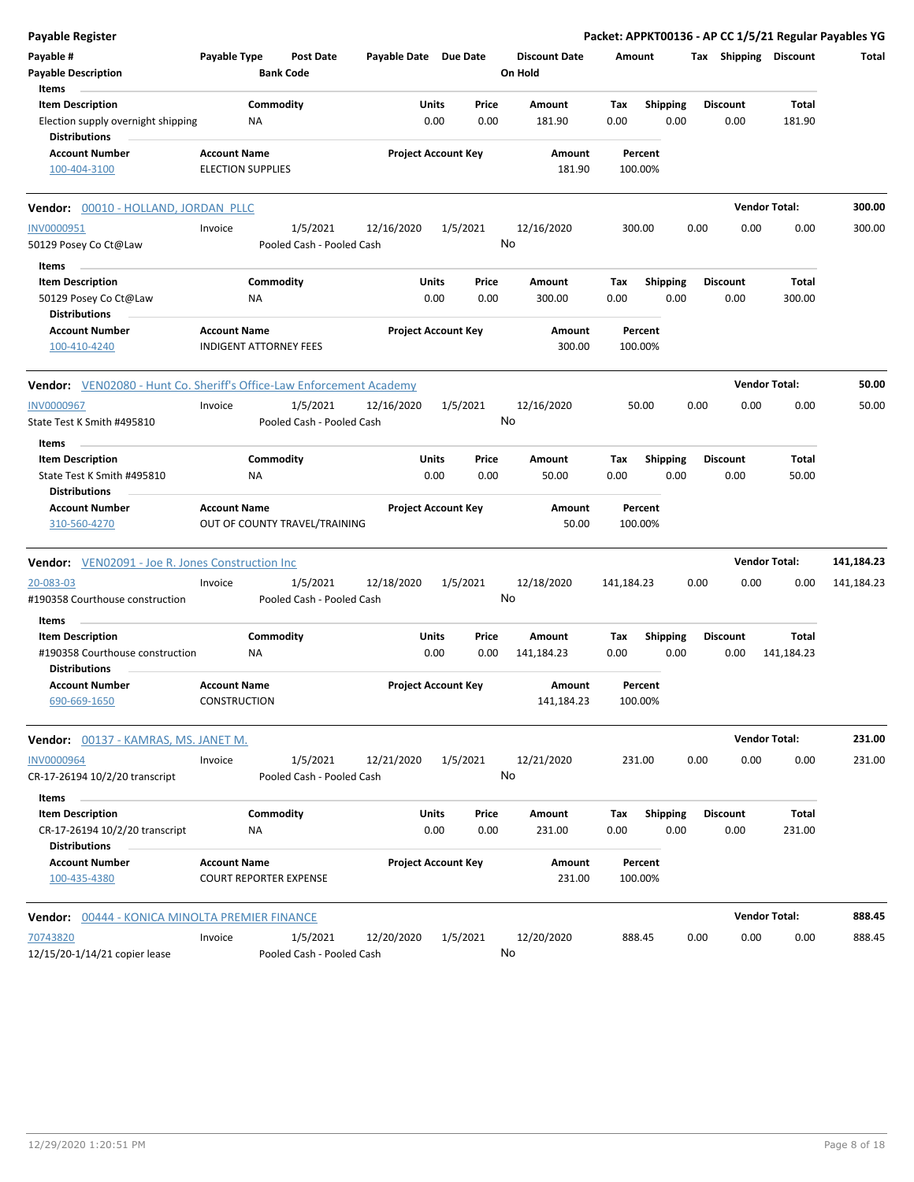**Payable Register** — Packet: APPKT00136 - AP CC 1/5/21 Regular Payables YG

| Payable # | Payable Type | Post Date | Payable Date | Due Date | Discount Date | Amount | Tax | Shipping | Discount | Total |
|---|---|---|---|---|---|---|---|---|---|---|
| Payable Description | | Bank Code | | | On Hold | | | | | |

**Items**

| Item Description | Commodity | Units | Price | Amount | Tax | Shipping | Discount | Total |
|---|---|---|---|---|---|---|---|---|
| Election supply overnight shipping | NA | 0.00 | 0.00 | 181.90 | 0.00 | 0.00 | 0.00 | 181.90 |

**Distributions**

| Account Number | Account Name | Project Account Key | Amount | Percent |
|---|---|---|---|---|
| 100-404-3100 | ELECTION SUPPLIES | | 181.90 | 100.00% |

---

**Vendor: 00010 - HOLLAND, JORDAN PLLC** — Vendor Total: **300.00**

| Payable # | Payable Type | Post Date | Payable Date | Due Date | Discount Date | Amount | Tax | Shipping | Discount | Total |
|---|---|---|---|---|---|---|---|---|---|---|
| INV0000951 | Invoice | 1/5/2021 | 12/16/2020 | 1/5/2021 | 12/16/2020 | 300.00 | 0.00 | 0.00 | 0.00 | 300.00 |
| 50129 Posey Co Ct@Law | | Pooled Cash - Pooled Cash | | | No | | | | | |

**Items**

| Item Description | Commodity | Units | Price | Amount | Tax | Shipping | Discount | Total |
|---|---|---|---|---|---|---|---|---|
| 50129 Posey Co Ct@Law | NA | 0.00 | 0.00 | 300.00 | 0.00 | 0.00 | 0.00 | 300.00 |

**Distributions**

| Account Number | Account Name | Project Account Key | Amount | Percent |
|---|---|---|---|---|
| 100-410-4240 | INDIGENT ATTORNEY FEES | | 300.00 | 100.00% |

---

**Vendor: VEN02080 - Hunt Co. Sheriff's Office-Law Enforcement Academy** — Vendor Total: **50.00**

| Payable # | Payable Type | Post Date | Payable Date | Due Date | Discount Date | Amount | Tax | Shipping | Discount | Total |
|---|---|---|---|---|---|---|---|---|---|---|
| INV0000967 | Invoice | 1/5/2021 | 12/16/2020 | 1/5/2021 | 12/16/2020 | 50.00 | 0.00 | 0.00 | 0.00 | 50.00 |
| State Test K Smith #495810 | | Pooled Cash - Pooled Cash | | | No | | | | | |

**Items**

| Item Description | Commodity | Units | Price | Amount | Tax | Shipping | Discount | Total |
|---|---|---|---|---|---|---|---|---|
| State Test K Smith #495810 | NA | 0.00 | 0.00 | 50.00 | 0.00 | 0.00 | 0.00 | 50.00 |

**Distributions**

| Account Number | Account Name | Project Account Key | Amount | Percent |
|---|---|---|---|---|
| 310-560-4270 | OUT OF COUNTY TRAVEL/TRAINING | | 50.00 | 100.00% |

---

**Vendor: VEN02091 - Joe R. Jones Construction Inc** — Vendor Total: **141,184.23**

| Payable # | Payable Type | Post Date | Payable Date | Due Date | Discount Date | Amount | Tax | Shipping | Discount | Total |
|---|---|---|---|---|---|---|---|---|---|---|
| 20-083-03 | Invoice | 1/5/2021 | 12/18/2020 | 1/5/2021 | 12/18/2020 | 141,184.23 | 0.00 | 0.00 | 0.00 | 141,184.23 |
| #190358 Courthouse construction | | Pooled Cash - Pooled Cash | | | No | | | | | |

**Items**

| Item Description | Commodity | Units | Price | Amount | Tax | Shipping | Discount | Total |
|---|---|---|---|---|---|---|---|---|
| #190358 Courthouse construction | NA | 0.00 | 0.00 | 141,184.23 | 0.00 | 0.00 | 0.00 | 141,184.23 |

**Distributions**

| Account Number | Account Name | Project Account Key | Amount | Percent |
|---|---|---|---|---|
| 690-669-1650 | CONSTRUCTION | | 141,184.23 | 100.00% |

---

**Vendor: 00137 - KAMRAS, MS. JANET M.** — Vendor Total: **231.00**

| Payable # | Payable Type | Post Date | Payable Date | Due Date | Discount Date | Amount | Tax | Shipping | Discount | Total |
|---|---|---|---|---|---|---|---|---|---|---|
| INV0000964 | Invoice | 1/5/2021 | 12/21/2020 | 1/5/2021 | 12/21/2020 | 231.00 | 0.00 | 0.00 | 0.00 | 231.00 |
| CR-17-26194 10/2/20 transcript | | Pooled Cash - Pooled Cash | | | No | | | | | |

**Items**

| Item Description | Commodity | Units | Price | Amount | Tax | Shipping | Discount | Total |
|---|---|---|---|---|---|---|---|---|
| CR-17-26194 10/2/20 transcript | NA | 0.00 | 0.00 | 231.00 | 0.00 | 0.00 | 0.00 | 231.00 |

**Distributions**

| Account Number | Account Name | Project Account Key | Amount | Percent |
|---|---|---|---|---|
| 100-435-4380 | COURT REPORTER EXPENSE | | 231.00 | 100.00% |

---

**Vendor: 00444 - KONICA MINOLTA PREMIER FINANCE** — Vendor Total: **888.45**

| Payable # | Payable Type | Post Date | Payable Date | Due Date | Discount Date | Amount | Tax | Shipping | Discount | Total |
|---|---|---|---|---|---|---|---|---|---|---|
| 70743820 | Invoice | 1/5/2021 | 12/20/2020 | 1/5/2021 | 12/20/2020 | 888.45 | 0.00 | 0.00 | 0.00 | 888.45 |
| 12/15/20-1/14/21 copier lease | | Pooled Cash - Pooled Cash | | | No | | | | | |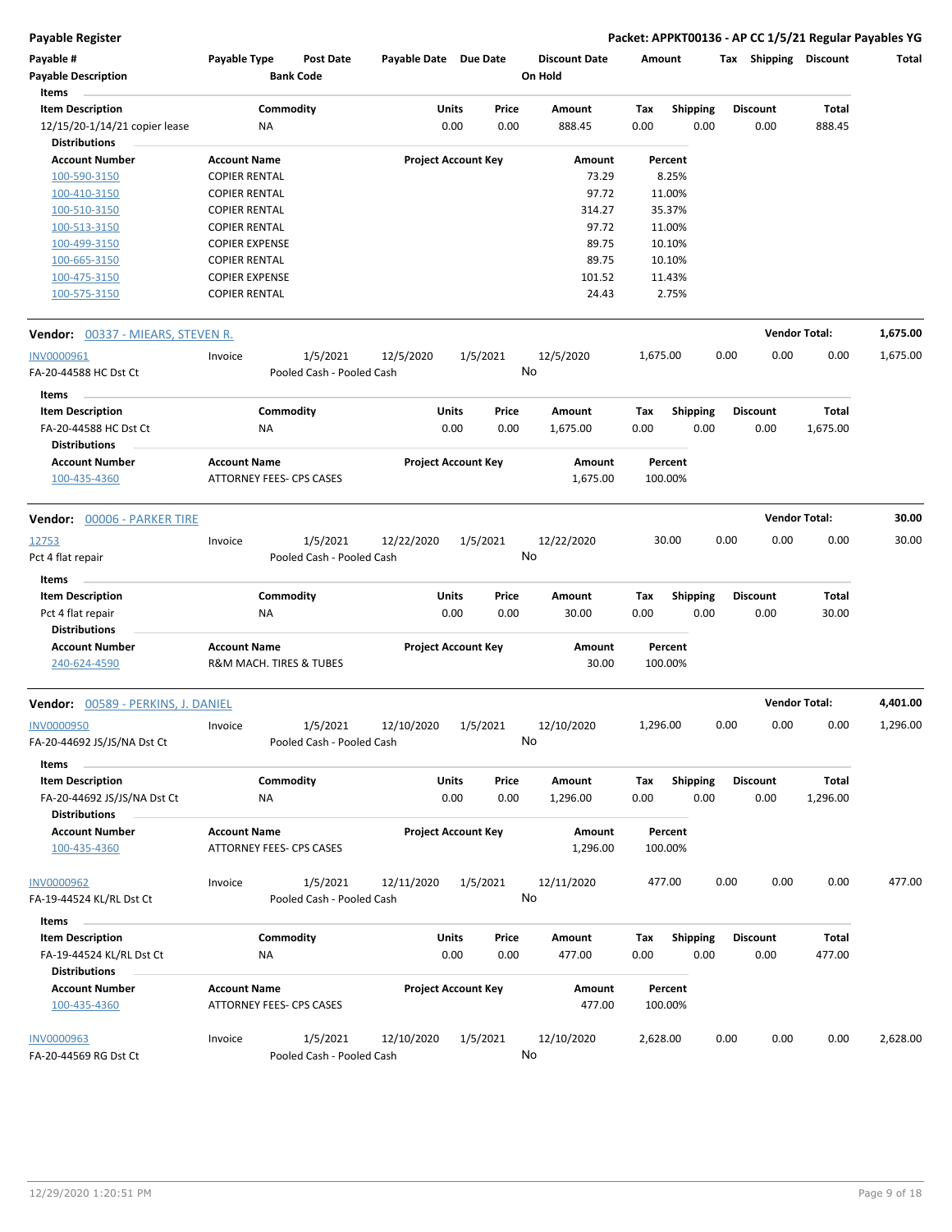**Payable Register** — Packet: APPKT00136 - AP CC 1/5/21 Regular Payables YG

| Payable # | Payable Type | Post Date | Payable Date | Due Date | Discount Date | Amount | Tax | Shipping | Discount | Total |
|---|---|---|---|---|---|---|---|---|---|---|
| Payable Description | | Bank Code | | | On Hold | | | | | |

**Items**

| Item Description | Commodity | Units | Price | Amount | Tax | Shipping | Discount | Total |
|---|---|---|---|---|---|---|---|---|
| 12/15/20-1/14/21 copier lease | NA | 0.00 | 0.00 | 888.45 | 0.00 | 0.00 | 0.00 | 888.45 |

**Distributions**

| Account Number | Account Name | Project Account Key | Amount | Percent |
|---|---|---|---|---|
| 100-590-3150 | COPIER RENTAL | | 73.29 | 8.25% |
| 100-410-3150 | COPIER RENTAL | | 97.72 | 11.00% |
| 100-510-3150 | COPIER RENTAL | | 314.27 | 35.37% |
| 100-513-3150 | COPIER RENTAL | | 97.72 | 11.00% |
| 100-499-3150 | COPIER EXPENSE | | 89.75 | 10.10% |
| 100-665-3150 | COPIER RENTAL | | 89.75 | 10.10% |
| 100-475-3150 | COPIER EXPENSE | | 101.52 | 11.43% |
| 100-575-3150 | COPIER RENTAL | | 24.43 | 2.75% |

---

**Vendor: 00337 - MIEARS, STEVEN R.** — Vendor Total: **1,675.00**

| Payable # | Payable Type | Post Date | Payable Date | Due Date | Discount Date | Amount | Tax | Shipping | Discount | Total |
|---|---|---|---|---|---|---|---|---|---|---|
| INV0000961 | Invoice | 1/5/2021 | 12/5/2020 | 1/5/2021 | 12/5/2020 | 1,675.00 | 0.00 | 0.00 | 0.00 | 1,675.00 |
| FA-20-44588 HC Dst Ct | | Pooled Cash - Pooled Cash | | | No | | | | | |

**Items**

| Item Description | Commodity | Units | Price | Amount | Tax | Shipping | Discount | Total |
|---|---|---|---|---|---|---|---|---|
| FA-20-44588 HC Dst Ct | NA | 0.00 | 0.00 | 1,675.00 | 0.00 | 0.00 | 0.00 | 1,675.00 |

**Distributions**

| Account Number | Account Name | Project Account Key | Amount | Percent |
|---|---|---|---|---|
| 100-435-4360 | ATTORNEY FEES- CPS CASES | | 1,675.00 | 100.00% |

---

**Vendor: 00006 - PARKER TIRE** — Vendor Total: **30.00**

| Payable # | Payable Type | Post Date | Payable Date | Due Date | Discount Date | Amount | Tax | Shipping | Discount | Total |
|---|---|---|---|---|---|---|---|---|---|---|
| 12753 | Invoice | 1/5/2021 | 12/22/2020 | 1/5/2021 | 12/22/2020 | 30.00 | 0.00 | 0.00 | 0.00 | 30.00 |
| Pct 4 flat repair | | Pooled Cash - Pooled Cash | | | No | | | | | |

**Items**

| Item Description | Commodity | Units | Price | Amount | Tax | Shipping | Discount | Total |
|---|---|---|---|---|---|---|---|---|
| Pct 4 flat repair | NA | 0.00 | 0.00 | 30.00 | 0.00 | 0.00 | 0.00 | 30.00 |

**Distributions**

| Account Number | Account Name | Project Account Key | Amount | Percent |
|---|---|---|---|---|
| 240-624-4590 | R&M MACH. TIRES & TUBES | | 30.00 | 100.00% |

---

**Vendor: 00589 - PERKINS, J. DANIEL** — Vendor Total: **4,401.00**

| Payable # | Payable Type | Post Date | Payable Date | Due Date | Discount Date | Amount | Tax | Shipping | Discount | Total |
|---|---|---|---|---|---|---|---|---|---|---|
| INV0000950 | Invoice | 1/5/2021 | 12/10/2020 | 1/5/2021 | 12/10/2020 | 1,296.00 | 0.00 | 0.00 | 0.00 | 1,296.00 |
| FA-20-44692 JS/JS/NA Dst Ct | | Pooled Cash - Pooled Cash | | | No | | | | | |

**Items**

| Item Description | Commodity | Units | Price | Amount | Tax | Shipping | Discount | Total |
|---|---|---|---|---|---|---|---|---|
| FA-20-44692 JS/JS/NA Dst Ct | NA | 0.00 | 0.00 | 1,296.00 | 0.00 | 0.00 | 0.00 | 1,296.00 |

**Distributions**

| Account Number | Account Name | Project Account Key | Amount | Percent |
|---|---|---|---|---|
| 100-435-4360 | ATTORNEY FEES- CPS CASES | | 1,296.00 | 100.00% |

| Payable # | Payable Type | Post Date | Payable Date | Due Date | Discount Date | Amount | Tax | Shipping | Discount | Total |
|---|---|---|---|---|---|---|---|---|---|---|
| INV0000962 | Invoice | 1/5/2021 | 12/11/2020 | 1/5/2021 | 12/11/2020 | 477.00 | 0.00 | 0.00 | 0.00 | 477.00 |
| FA-19-44524 KL/RL Dst Ct | | Pooled Cash - Pooled Cash | | | No | | | | | |

**Items**

| Item Description | Commodity | Units | Price | Amount | Tax | Shipping | Discount | Total |
|---|---|---|---|---|---|---|---|---|
| FA-19-44524 KL/RL Dst Ct | NA | 0.00 | 0.00 | 477.00 | 0.00 | 0.00 | 0.00 | 477.00 |

**Distributions**

| Account Number | Account Name | Project Account Key | Amount | Percent |
|---|---|---|---|---|
| 100-435-4360 | ATTORNEY FEES- CPS CASES | | 477.00 | 100.00% |

| Payable # | Payable Type | Post Date | Payable Date | Due Date | Discount Date | Amount | Tax | Shipping | Discount | Total |
|---|---|---|---|---|---|---|---|---|---|---|
| INV0000963 | Invoice | 1/5/2021 | 12/10/2020 | 1/5/2021 | 12/10/2020 | 2,628.00 | 0.00 | 0.00 | 0.00 | 2,628.00 |
| FA-20-44569 RG Dst Ct | | Pooled Cash - Pooled Cash | | | No | | | | | |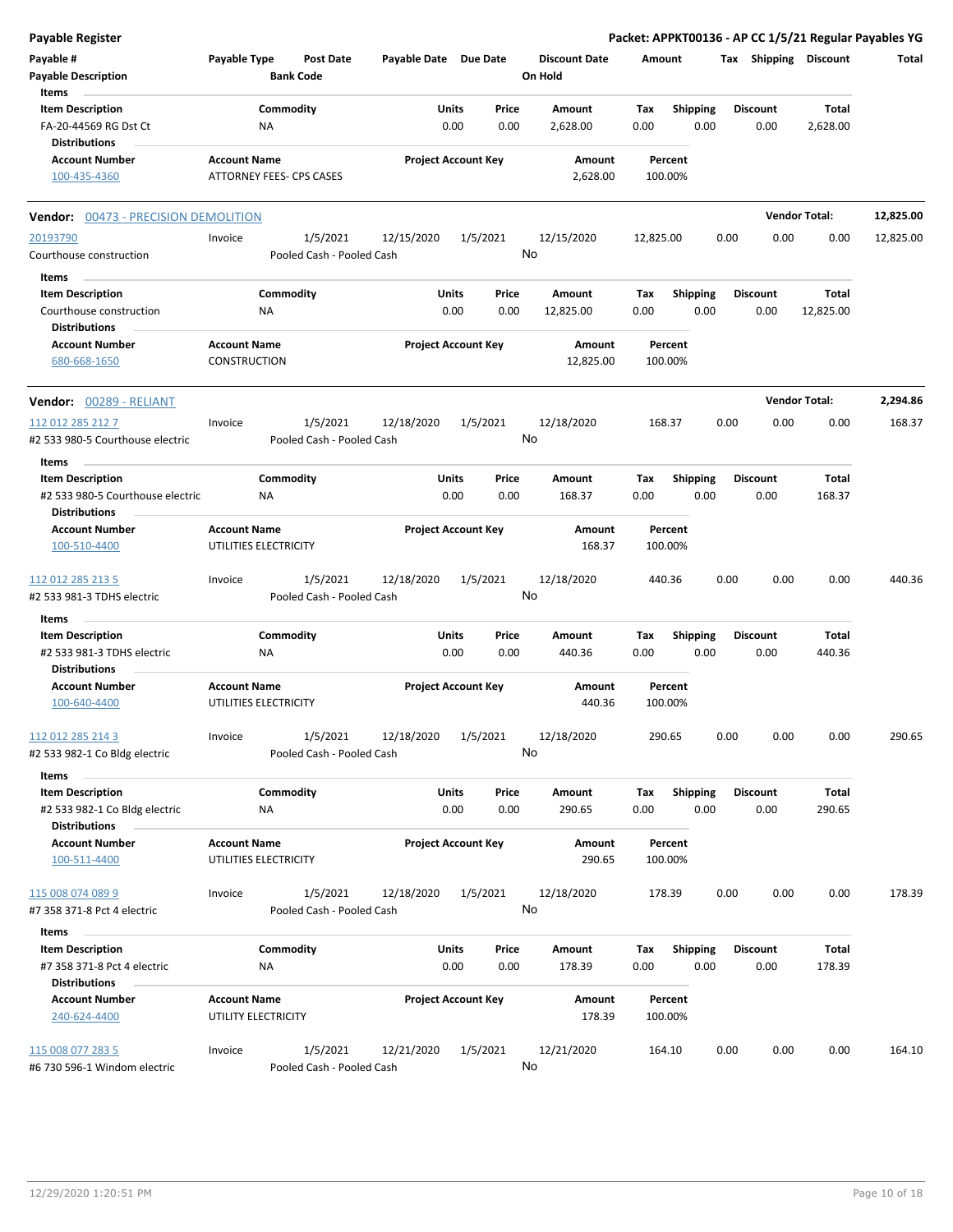**Payable Register** — **Packet: APPKT00136 - AP CC 1/5/21 Regular Payables YG**

| Payable # | Payable Type | Post Date | Payable Date | Due Date | Discount Date | Amount | Tax | Shipping | Discount | Total |
|---|---|---|---|---|---|---|---|---|---|---|
| Payable Description | | Bank Code | | | On Hold | | | | | |

**Items**

| Item Description | Commodity | Units | Price | Amount | Tax | Shipping | Discount | Total |
|---|---|---|---|---|---|---|---|---|
| FA-20-44569 RG Dst Ct | NA | 0.00 | 0.00 | 2,628.00 | 0.00 | 0.00 | 0.00 | 2,628.00 |

**Distributions**

| Account Number | Account Name | Project Account Key | Amount | Percent |
|---|---|---|---|---|
| 100-435-4360 | ATTORNEY FEES- CPS CASES | | 2,628.00 | 100.00% |

## Vendor: 00473 - PRECISION DEMOLITION — Vendor Total: 12,825.00

| Payable # | Payable Type | Post Date | Payable Date | Due Date | Discount Date | Amount | Tax | Shipping | Discount | Total |
|---|---|---|---|---|---|---|---|---|---|---|
| 20193790 | Invoice | 1/5/2021 | 12/15/2020 | 1/5/2021 | 12/15/2020 | 12,825.00 | 0.00 | 0.00 | 0.00 | 12,825.00 |
| Courthouse construction | | Pooled Cash - Pooled Cash | | | No | | | | | |

**Items**

| Item Description | Commodity | Units | Price | Amount | Tax | Shipping | Discount | Total |
|---|---|---|---|---|---|---|---|---|
| Courthouse construction | NA | 0.00 | 0.00 | 12,825.00 | 0.00 | 0.00 | 0.00 | 12,825.00 |

**Distributions**

| Account Number | Account Name | Project Account Key | Amount | Percent |
|---|---|---|---|---|
| 680-668-1650 | CONSTRUCTION | | 12,825.00 | 100.00% |

## Vendor: 00289 - RELIANT — Vendor Total: 2,294.86

| Payable # | Payable Type | Post Date | Payable Date | Due Date | Discount Date | Amount | Tax | Shipping | Discount | Total |
|---|---|---|---|---|---|---|---|---|---|---|
| 112 012 285 212 7 | Invoice | 1/5/2021 | 12/18/2020 | 1/5/2021 | 12/18/2020 | 168.37 | 0.00 | 0.00 | 0.00 | 168.37 |
| #2 533 980-5 Courthouse electric | | Pooled Cash - Pooled Cash | | | No | | | | | |

**Items**

| Item Description | Commodity | Units | Price | Amount | Tax | Shipping | Discount | Total |
|---|---|---|---|---|---|---|---|---|
| #2 533 980-5 Courthouse electric | NA | 0.00 | 0.00 | 168.37 | 0.00 | 0.00 | 0.00 | 168.37 |

**Distributions**

| Account Number | Account Name | Project Account Key | Amount | Percent |
|---|---|---|---|---|
| 100-510-4400 | UTILITIES ELECTRICITY | | 168.37 | 100.00% |

| Payable # | Payable Type | Post Date | Payable Date | Due Date | Discount Date | Amount | Tax | Shipping | Discount | Total |
|---|---|---|---|---|---|---|---|---|---|---|
| 112 012 285 213 5 | Invoice | 1/5/2021 | 12/18/2020 | 1/5/2021 | 12/18/2020 | 440.36 | 0.00 | 0.00 | 0.00 | 440.36 |
| #2 533 981-3 TDHS electric | | Pooled Cash - Pooled Cash | | | No | | | | | |

**Items**

| Item Description | Commodity | Units | Price | Amount | Tax | Shipping | Discount | Total |
|---|---|---|---|---|---|---|---|---|
| #2 533 981-3 TDHS electric | NA | 0.00 | 0.00 | 440.36 | 0.00 | 0.00 | 0.00 | 440.36 |

**Distributions**

| Account Number | Account Name | Project Account Key | Amount | Percent |
|---|---|---|---|---|
| 100-640-4400 | UTILITIES ELECTRICITY | | 440.36 | 100.00% |

| Payable # | Payable Type | Post Date | Payable Date | Due Date | Discount Date | Amount | Tax | Shipping | Discount | Total |
|---|---|---|---|---|---|---|---|---|---|---|
| 112 012 285 214 3 | Invoice | 1/5/2021 | 12/18/2020 | 1/5/2021 | 12/18/2020 | 290.65 | 0.00 | 0.00 | 0.00 | 290.65 |
| #2 533 982-1 Co Bldg electric | | Pooled Cash - Pooled Cash | | | No | | | | | |

**Items**

| Item Description | Commodity | Units | Price | Amount | Tax | Shipping | Discount | Total |
|---|---|---|---|---|---|---|---|---|
| #2 533 982-1 Co Bldg electric | NA | 0.00 | 0.00 | 290.65 | 0.00 | 0.00 | 0.00 | 290.65 |

**Distributions**

| Account Number | Account Name | Project Account Key | Amount | Percent |
|---|---|---|---|---|
| 100-511-4400 | UTILITIES ELECTRICITY | | 290.65 | 100.00% |

| Payable # | Payable Type | Post Date | Payable Date | Due Date | Discount Date | Amount | Tax | Shipping | Discount | Total |
|---|---|---|---|---|---|---|---|---|---|---|
| 115 008 074 089 9 | Invoice | 1/5/2021 | 12/18/2020 | 1/5/2021 | 12/18/2020 | 178.39 | 0.00 | 0.00 | 0.00 | 178.39 |
| #7 358 371-8 Pct 4 electric | | Pooled Cash - Pooled Cash | | | No | | | | | |

**Items**

| Item Description | Commodity | Units | Price | Amount | Tax | Shipping | Discount | Total |
|---|---|---|---|---|---|---|---|---|
| #7 358 371-8 Pct 4 electric | NA | 0.00 | 0.00 | 178.39 | 0.00 | 0.00 | 0.00 | 178.39 |

**Distributions**

| Account Number | Account Name | Project Account Key | Amount | Percent |
|---|---|---|---|---|
| 240-624-4400 | UTILITY ELECTRICITY | | 178.39 | 100.00% |

| Payable # | Payable Type | Post Date | Payable Date | Due Date | Discount Date | Amount | Tax | Shipping | Discount | Total |
|---|---|---|---|---|---|---|---|---|---|---|
| 115 008 077 283 5 | Invoice | 1/5/2021 | 12/21/2020 | 1/5/2021 | 12/21/2020 | 164.10 | 0.00 | 0.00 | 0.00 | 164.10 |
| #6 730 596-1 Windom electric | | Pooled Cash - Pooled Cash | | | No | | | | | |

12/29/2020 1:20:51 PM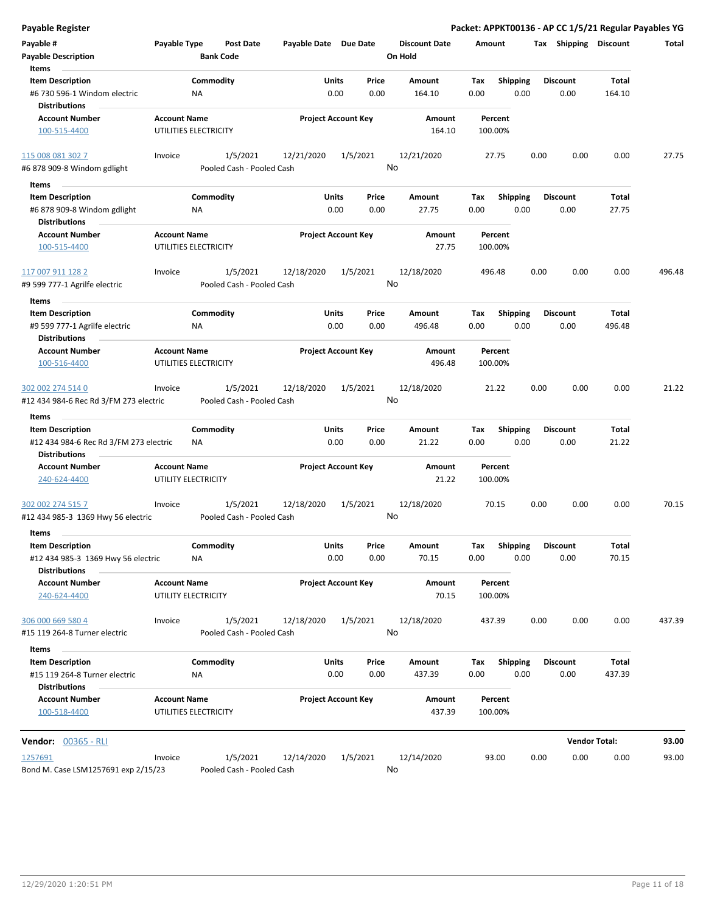**Payable Register** — **Packet: APPKT00136 - AP CC 1/5/21 Regular Payables YG**

| Payable # | Payable Type | Post Date | Payable Date | Due Date | Discount Date | Amount | Tax | Shipping | Discount | Total |
|---|---|---|---|---|---|---|---|---|---|---|
| Payable Description | | Bank Code | | | On Hold | | | | | |

**Items**

| Item Description | Commodity | Units | Price | Amount | Tax | Shipping | Discount | Total |
|---|---|---|---|---|---|---|---|---|
| #6 730 596-1 Windom electric | NA | 0.00 | 0.00 | 164.10 | 0.00 | 0.00 | 0.00 | 164.10 |

**Distributions**

| Account Number | Account Name | Project Account Key | Amount | Percent |
|---|---|---|---|---|
| 100-515-4400 | UTILITIES ELECTRICITY | | 164.10 | 100.00% |

| Payable # | Payable Type | Post Date | Payable Date | Due Date | Discount Date | Amount | Tax | Shipping | Discount | Total |
|---|---|---|---|---|---|---|---|---|---|---|
| 115 008 081 302 7 | Invoice | 1/5/2021 | 12/21/2020 | 1/5/2021 | 12/21/2020 | 27.75 | 0.00 | 0.00 | 0.00 | 27.75 |
| #6 878 909-8 Windom gdlight | | Pooled Cash - Pooled Cash | | | No | | | | | |

**Items**

| Item Description | Commodity | Units | Price | Amount | Tax | Shipping | Discount | Total |
|---|---|---|---|---|---|---|---|---|
| #6 878 909-8 Windom gdlight | NA | 0.00 | 0.00 | 27.75 | 0.00 | 0.00 | 0.00 | 27.75 |

**Distributions**

| Account Number | Account Name | Project Account Key | Amount | Percent |
|---|---|---|---|---|
| 100-515-4400 | UTILITIES ELECTRICITY | | 27.75 | 100.00% |

| Payable # | Payable Type | Post Date | Payable Date | Due Date | Discount Date | Amount | Tax | Shipping | Discount | Total |
|---|---|---|---|---|---|---|---|---|---|---|
| 117 007 911 128 2 | Invoice | 1/5/2021 | 12/18/2020 | 1/5/2021 | 12/18/2020 | 496.48 | 0.00 | 0.00 | 0.00 | 496.48 |
| #9 599 777-1 Agrilfe electric | | Pooled Cash - Pooled Cash | | | No | | | | | |

**Items**

| Item Description | Commodity | Units | Price | Amount | Tax | Shipping | Discount | Total |
|---|---|---|---|---|---|---|---|---|
| #9 599 777-1 Agrilfe electric | NA | 0.00 | 0.00 | 496.48 | 0.00 | 0.00 | 0.00 | 496.48 |

**Distributions**

| Account Number | Account Name | Project Account Key | Amount | Percent |
|---|---|---|---|---|
| 100-516-4400 | UTILITIES ELECTRICITY | | 496.48 | 100.00% |

| Payable # | Payable Type | Post Date | Payable Date | Due Date | Discount Date | Amount | Tax | Shipping | Discount | Total |
|---|---|---|---|---|---|---|---|---|---|---|
| 302 002 274 514 0 | Invoice | 1/5/2021 | 12/18/2020 | 1/5/2021 | 12/18/2020 | 21.22 | 0.00 | 0.00 | 0.00 | 21.22 |
| #12 434 984-6 Rec Rd 3/FM 273 electric | | Pooled Cash - Pooled Cash | | | No | | | | | |

**Items**

| Item Description | Commodity | Units | Price | Amount | Tax | Shipping | Discount | Total |
|---|---|---|---|---|---|---|---|---|
| #12 434 984-6 Rec Rd 3/FM 273 electric | NA | 0.00 | 0.00 | 21.22 | 0.00 | 0.00 | 0.00 | 21.22 |

**Distributions**

| Account Number | Account Name | Project Account Key | Amount | Percent |
|---|---|---|---|---|
| 240-624-4400 | UTILITY ELECTRICITY | | 21.22 | 100.00% |

| Payable # | Payable Type | Post Date | Payable Date | Due Date | Discount Date | Amount | Tax | Shipping | Discount | Total |
|---|---|---|---|---|---|---|---|---|---|---|
| 302 002 274 515 7 | Invoice | 1/5/2021 | 12/18/2020 | 1/5/2021 | 12/18/2020 | 70.15 | 0.00 | 0.00 | 0.00 | 70.15 |
| #12 434 985-3 1369 Hwy 56 electric | | Pooled Cash - Pooled Cash | | | No | | | | | |

**Items**

| Item Description | Commodity | Units | Price | Amount | Tax | Shipping | Discount | Total |
|---|---|---|---|---|---|---|---|---|
| #12 434 985-3 1369 Hwy 56 electric | NA | 0.00 | 0.00 | 70.15 | 0.00 | 0.00 | 0.00 | 70.15 |

**Distributions**

| Account Number | Account Name | Project Account Key | Amount | Percent |
|---|---|---|---|---|
| 240-624-4400 | UTILITY ELECTRICITY | | 70.15 | 100.00% |

| Payable # | Payable Type | Post Date | Payable Date | Due Date | Discount Date | Amount | Tax | Shipping | Discount | Total |
|---|---|---|---|---|---|---|---|---|---|---|
| 306 000 669 580 4 | Invoice | 1/5/2021 | 12/18/2020 | 1/5/2021 | 12/18/2020 | 437.39 | 0.00 | 0.00 | 0.00 | 437.39 |
| #15 119 264-8 Turner electric | | Pooled Cash - Pooled Cash | | | No | | | | | |

**Items**

| Item Description | Commodity | Units | Price | Amount | Tax | Shipping | Discount | Total |
|---|---|---|---|---|---|---|---|---|
| #15 119 264-8 Turner electric | NA | 0.00 | 0.00 | 437.39 | 0.00 | 0.00 | 0.00 | 437.39 |

**Distributions**

| Account Number | Account Name | Project Account Key | Amount | Percent |
|---|---|---|---|---|
| 100-518-4400 | UTILITIES ELECTRICITY | | 437.39 | 100.00% |

**Vendor: 00365 - RLI** — **Vendor Total: 93.00**

| Payable # | Payable Type | Post Date | Payable Date | Due Date | Discount Date | Amount | Tax | Shipping | Discount | Total |
|---|---|---|---|---|---|---|---|---|---|---|
| 1257691 | Invoice | 1/5/2021 | 12/14/2020 | 1/5/2021 | 12/14/2020 | 93.00 | 0.00 | 0.00 | 0.00 | 93.00 |
| Bond M. Case LSM1257691 exp 2/15/23 | | Pooled Cash - Pooled Cash | | | No | | | | | |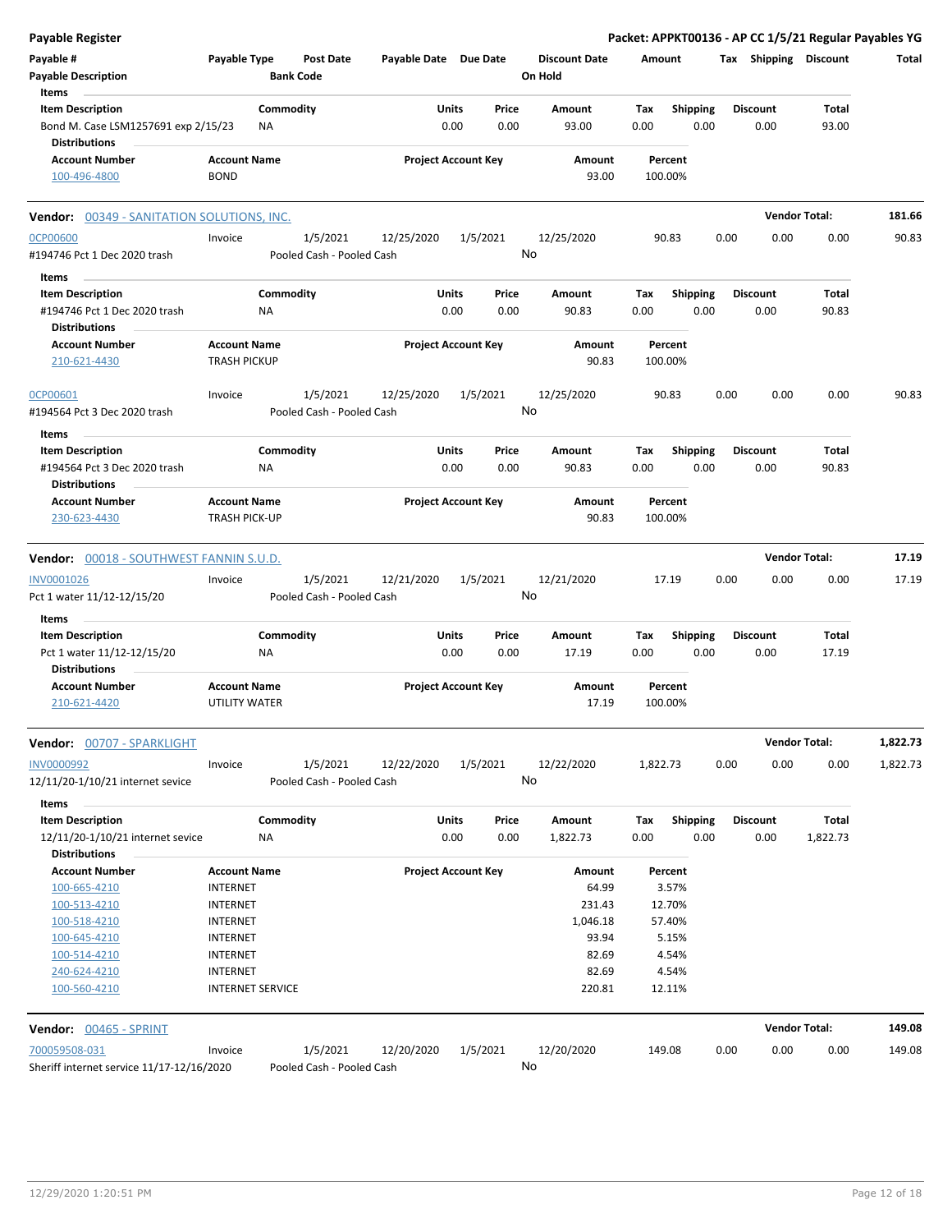## Payable Register

**Packet: APPKT00136 - AP CC 1/5/21 Regular Payables YG**

| Payable # | Payable Type | Post Date | Payable Date | Due Date | Discount Date | Amount | Tax | Shipping | Discount | Total |
|---|---|---|---|---|---|---|---|---|---|---|
| Payable Description | | Bank Code | | | On Hold | | | | | |

**Items**

| Item Description | Commodity | Units | Price | Amount | Tax | Shipping | Discount | Total |
|---|---|---|---|---|---|---|---|---|
| Bond M. Case LSM1257691 exp 2/15/23 | NA | 0.00 | 0.00 | 93.00 | 0.00 | 0.00 | 0.00 | 93.00 |

**Distributions**

| Account Number | Account Name | Project Account Key | Amount | Percent |
|---|---|---|---|---|
| 100-496-4800 | BOND | | 93.00 | 100.00% |

---

### Vendor: 00349 - SANITATION SOLUTIONS, INC.
**Vendor Total: 181.66**

| Payable # | Payable Type | Post Date | Payable Date | Due Date | Discount Date | Amount | Tax | Shipping | Discount | Total |
|---|---|---|---|---|---|---|---|---|---|---|
| 0CP00600 | Invoice | 1/5/2021 | 12/25/2020 | 1/5/2021 | 12/25/2020 | 90.83 | 0.00 | 0.00 | 0.00 | 90.83 |
| #194746 Pct 1 Dec 2020 trash | | Pooled Cash - Pooled Cash | | | No | | | | | |

**Items**

| Item Description | Commodity | Units | Price | Amount | Tax | Shipping | Discount | Total |
|---|---|---|---|---|---|---|---|---|
| #194746 Pct 1 Dec 2020 trash | NA | 0.00 | 0.00 | 90.83 | 0.00 | 0.00 | 0.00 | 90.83 |

**Distributions**

| Account Number | Account Name | Project Account Key | Amount | Percent |
|---|---|---|---|---|
| 210-621-4430 | TRASH PICKUP | | 90.83 | 100.00% |

| Payable # | Payable Type | Post Date | Payable Date | Due Date | Discount Date | Amount | Tax | Shipping | Discount | Total |
|---|---|---|---|---|---|---|---|---|---|---|
| 0CP00601 | Invoice | 1/5/2021 | 12/25/2020 | 1/5/2021 | 12/25/2020 | 90.83 | 0.00 | 0.00 | 0.00 | 90.83 |
| #194564 Pct 3 Dec 2020 trash | | Pooled Cash - Pooled Cash | | | No | | | | | |

**Items**

| Item Description | Commodity | Units | Price | Amount | Tax | Shipping | Discount | Total |
|---|---|---|---|---|---|---|---|---|
| #194564 Pct 3 Dec 2020 trash | NA | 0.00 | 0.00 | 90.83 | 0.00 | 0.00 | 0.00 | 90.83 |

**Distributions**

| Account Number | Account Name | Project Account Key | Amount | Percent |
|---|---|---|---|---|
| 230-623-4430 | TRASH PICK-UP | | 90.83 | 100.00% |

---

### Vendor: 00018 - SOUTHWEST FANNIN S.U.D.
**Vendor Total: 17.19**

| Payable # | Payable Type | Post Date | Payable Date | Due Date | Discount Date | Amount | Tax | Shipping | Discount | Total |
|---|---|---|---|---|---|---|---|---|---|---|
| INV0001026 | Invoice | 1/5/2021 | 12/21/2020 | 1/5/2021 | 12/21/2020 | 17.19 | 0.00 | 0.00 | 0.00 | 17.19 |
| Pct 1 water 11/12-12/15/20 | | Pooled Cash - Pooled Cash | | | No | | | | | |

**Items**

| Item Description | Commodity | Units | Price | Amount | Tax | Shipping | Discount | Total |
|---|---|---|---|---|---|---|---|---|
| Pct 1 water 11/12-12/15/20 | NA | 0.00 | 0.00 | 17.19 | 0.00 | 0.00 | 0.00 | 17.19 |

**Distributions**

| Account Number | Account Name | Project Account Key | Amount | Percent |
|---|---|---|---|---|
| 210-621-4420 | UTILITY WATER | | 17.19 | 100.00% |

---

### Vendor: 00707 - SPARKLIGHT
**Vendor Total: 1,822.73**

| Payable # | Payable Type | Post Date | Payable Date | Due Date | Discount Date | Amount | Tax | Shipping | Discount | Total |
|---|---|---|---|---|---|---|---|---|---|---|
| INV0000992 | Invoice | 1/5/2021 | 12/22/2020 | 1/5/2021 | 12/22/2020 | 1,822.73 | 0.00 | 0.00 | 0.00 | 1,822.73 |
| 12/11/20-1/10/21 internet sevice | | Pooled Cash - Pooled Cash | | | No | | | | | |

**Items**

| Item Description | Commodity | Units | Price | Amount | Tax | Shipping | Discount | Total |
|---|---|---|---|---|---|---|---|---|
| 12/11/20-1/10/21 internet sevice | NA | 0.00 | 0.00 | 1,822.73 | 0.00 | 0.00 | 0.00 | 1,822.73 |

**Distributions**

| Account Number | Account Name | Project Account Key | Amount | Percent |
|---|---|---|---|---|
| 100-665-4210 | INTERNET | | 64.99 | 3.57% |
| 100-513-4210 | INTERNET | | 231.43 | 12.70% |
| 100-518-4210 | INTERNET | | 1,046.18 | 57.40% |
| 100-645-4210 | INTERNET | | 93.94 | 5.15% |
| 100-514-4210 | INTERNET | | 82.69 | 4.54% |
| 240-624-4210 | INTERNET | | 82.69 | 4.54% |
| 100-560-4210 | INTERNET SERVICE | | 220.81 | 12.11% |

---

### Vendor: 00465 - SPRINT
**Vendor Total: 149.08**

| Payable # | Payable Type | Post Date | Payable Date | Due Date | Discount Date | Amount | Tax | Shipping | Discount | Total |
|---|---|---|---|---|---|---|---|---|---|---|
| 700059508-031 | Invoice | 1/5/2021 | 12/20/2020 | 1/5/2021 | 12/20/2020 | 149.08 | 0.00 | 0.00 | 0.00 | 149.08 |
| Sheriff internet service 11/17-12/16/2020 | | Pooled Cash - Pooled Cash | | | No | | | | | |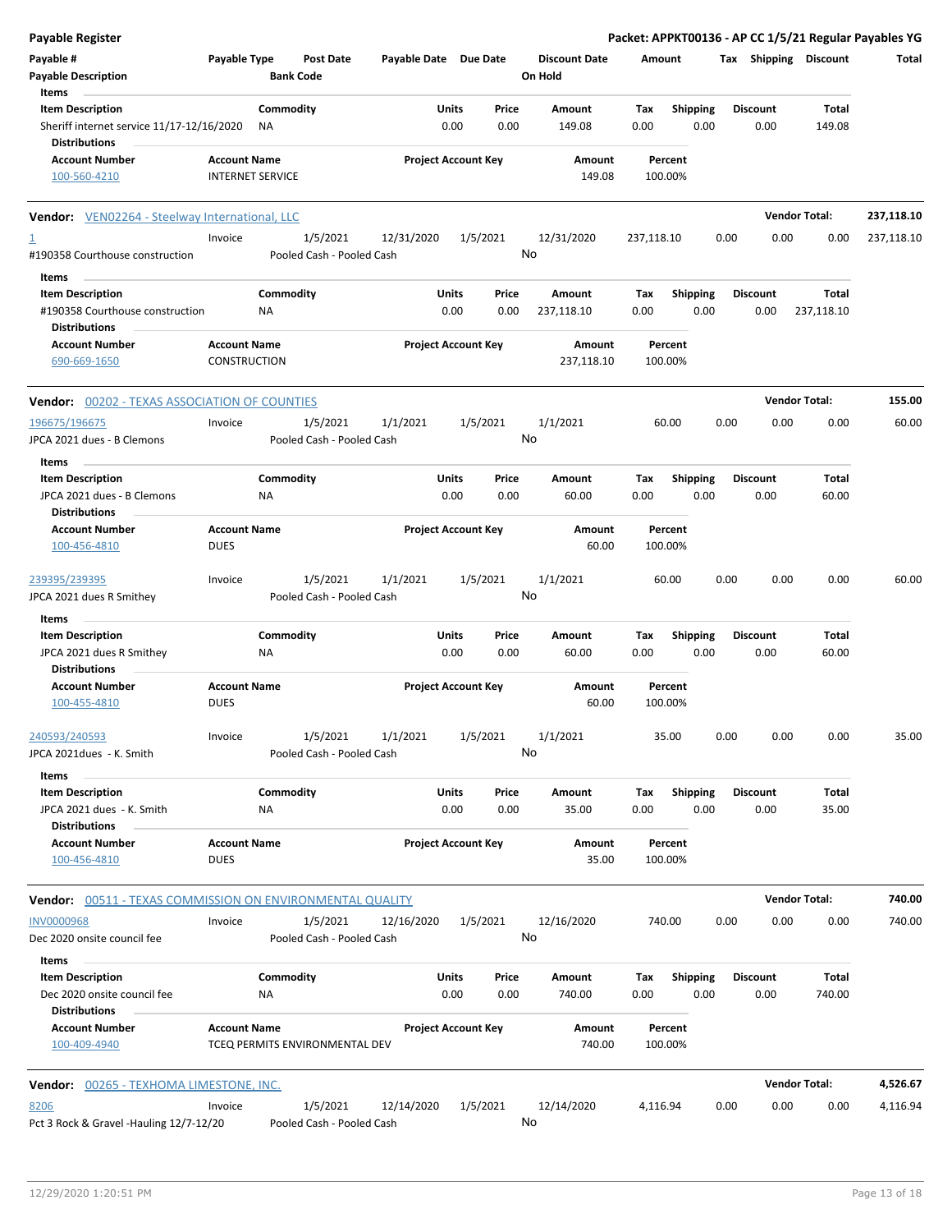**Payable Register** — Packet: APPKT00136 - AP CC 1/5/21 Regular Payables YG

| Payable # | Payable Type | Post Date | Payable Date | Due Date | Discount Date | Amount | Tax | Shipping | Discount | Total |
|---|---|---|---|---|---|---|---|---|---|---|
| Payable Description | | Bank Code | | | On Hold | | | | | |

Items

| Item Description | Commodity | Units | Price | Amount | Tax | Shipping | Discount | Total |
|---|---|---|---|---|---|---|---|---|
| Sheriff internet service 11/17-12/16/2020 | NA | 0.00 | 0.00 | 149.08 | 0.00 | 0.00 | 0.00 | 149.08 |

Distributions

| Account Number | Account Name | Project Account Key | Amount | Percent |
|---|---|---|---|---|
| 100-560-4210 | INTERNET SERVICE | | 149.08 | 100.00% |

**Vendor:** VEN02264 - Steelway International, LLC — **Vendor Total: 237,118.10**

| Payable # | Payable Type | Post Date | Payable Date | Due Date | Discount Date | Amount | Tax | Shipping | Discount | Total |
|---|---|---|---|---|---|---|---|---|---|---|
| 1 | Invoice | 1/5/2021 | 12/31/2020 | 1/5/2021 | 12/31/2020 | 237,118.10 | 0.00 | 0.00 | 0.00 | 237,118.10 |
| #190358 Courthouse construction | | Pooled Cash - Pooled Cash | | | No | | | | | |

Items

| Item Description | Commodity | Units | Price | Amount | Tax | Shipping | Discount | Total |
|---|---|---|---|---|---|---|---|---|
| #190358 Courthouse construction | NA | 0.00 | 0.00 | 237,118.10 | 0.00 | 0.00 | 0.00 | 237,118.10 |

Distributions

| Account Number | Account Name | Project Account Key | Amount | Percent |
|---|---|---|---|---|
| 690-669-1650 | CONSTRUCTION | | 237,118.10 | 100.00% |

**Vendor:** 00202 - TEXAS ASSOCIATION OF COUNTIES — **Vendor Total: 155.00**

| Payable # | Payable Type | Post Date | Payable Date | Due Date | Discount Date | Amount | Tax | Shipping | Discount | Total |
|---|---|---|---|---|---|---|---|---|---|---|
| 196675/196675 | Invoice | 1/5/2021 | 1/1/2021 | 1/5/2021 | 1/1/2021 | 60.00 | 0.00 | 0.00 | 0.00 | 60.00 |
| JPCA 2021 dues - B Clemons | | Pooled Cash - Pooled Cash | | | No | | | | | |

Items

| Item Description | Commodity | Units | Price | Amount | Tax | Shipping | Discount | Total |
|---|---|---|---|---|---|---|---|---|
| JPCA 2021 dues - B Clemons | NA | 0.00 | 0.00 | 60.00 | 0.00 | 0.00 | 0.00 | 60.00 |

Distributions

| Account Number | Account Name | Project Account Key | Amount | Percent |
|---|---|---|---|---|
| 100-456-4810 | DUES | | 60.00 | 100.00% |

| Payable # | Payable Type | Post Date | Payable Date | Due Date | Discount Date | Amount | Tax | Shipping | Discount | Total |
|---|---|---|---|---|---|---|---|---|---|---|
| 239395/239395 | Invoice | 1/5/2021 | 1/1/2021 | 1/5/2021 | 1/1/2021 | 60.00 | 0.00 | 0.00 | 0.00 | 60.00 |
| JPCA 2021 dues R Smithey | | Pooled Cash - Pooled Cash | | | No | | | | | |

Items

| Item Description | Commodity | Units | Price | Amount | Tax | Shipping | Discount | Total |
|---|---|---|---|---|---|---|---|---|
| JPCA 2021 dues R Smithey | NA | 0.00 | 0.00 | 60.00 | 0.00 | 0.00 | 0.00 | 60.00 |

Distributions

| Account Number | Account Name | Project Account Key | Amount | Percent |
|---|---|---|---|---|
| 100-455-4810 | DUES | | 60.00 | 100.00% |

| Payable # | Payable Type | Post Date | Payable Date | Due Date | Discount Date | Amount | Tax | Shipping | Discount | Total |
|---|---|---|---|---|---|---|---|---|---|---|
| 240593/240593 | Invoice | 1/5/2021 | 1/1/2021 | 1/5/2021 | 1/1/2021 | 35.00 | 0.00 | 0.00 | 0.00 | 35.00 |
| JPCA 2021dues - K. Smith | | Pooled Cash - Pooled Cash | | | No | | | | | |

Items

| Item Description | Commodity | Units | Price | Amount | Tax | Shipping | Discount | Total |
|---|---|---|---|---|---|---|---|---|
| JPCA 2021 dues - K. Smith | NA | 0.00 | 0.00 | 35.00 | 0.00 | 0.00 | 0.00 | 35.00 |

Distributions

| Account Number | Account Name | Project Account Key | Amount | Percent |
|---|---|---|---|---|
| 100-456-4810 | DUES | | 35.00 | 100.00% |

**Vendor:** 00511 - TEXAS COMMISSION ON ENVIRONMENTAL QUALITY — **Vendor Total: 740.00**

| Payable # | Payable Type | Post Date | Payable Date | Due Date | Discount Date | Amount | Tax | Shipping | Discount | Total |
|---|---|---|---|---|---|---|---|---|---|---|
| INV0000968 | Invoice | 1/5/2021 | 12/16/2020 | 1/5/2021 | 12/16/2020 | 740.00 | 0.00 | 0.00 | 0.00 | 740.00 |
| Dec 2020 onsite council fee | | Pooled Cash - Pooled Cash | | | No | | | | | |

Items

| Item Description | Commodity | Units | Price | Amount | Tax | Shipping | Discount | Total |
|---|---|---|---|---|---|---|---|---|
| Dec 2020 onsite council fee | NA | 0.00 | 0.00 | 740.00 | 0.00 | 0.00 | 0.00 | 740.00 |

Distributions

| Account Number | Account Name | Project Account Key | Amount | Percent |
|---|---|---|---|---|
| 100-409-4940 | TCEQ PERMITS ENVIRONMENTAL DEV | | 740.00 | 100.00% |

**Vendor:** 00265 - TEXHOMA LIMESTONE, INC. — **Vendor Total: 4,526.67**

| Payable # | Payable Type | Post Date | Payable Date | Due Date | Discount Date | Amount | Tax | Shipping | Discount | Total |
|---|---|---|---|---|---|---|---|---|---|---|
| 8206 | Invoice | 1/5/2021 | 12/14/2020 | 1/5/2021 | 12/14/2020 | 4,116.94 | 0.00 | 0.00 | 0.00 | 4,116.94 |
| Pct 3 Rock & Gravel -Hauling 12/7-12/20 | | Pooled Cash - Pooled Cash | | | No | | | | | |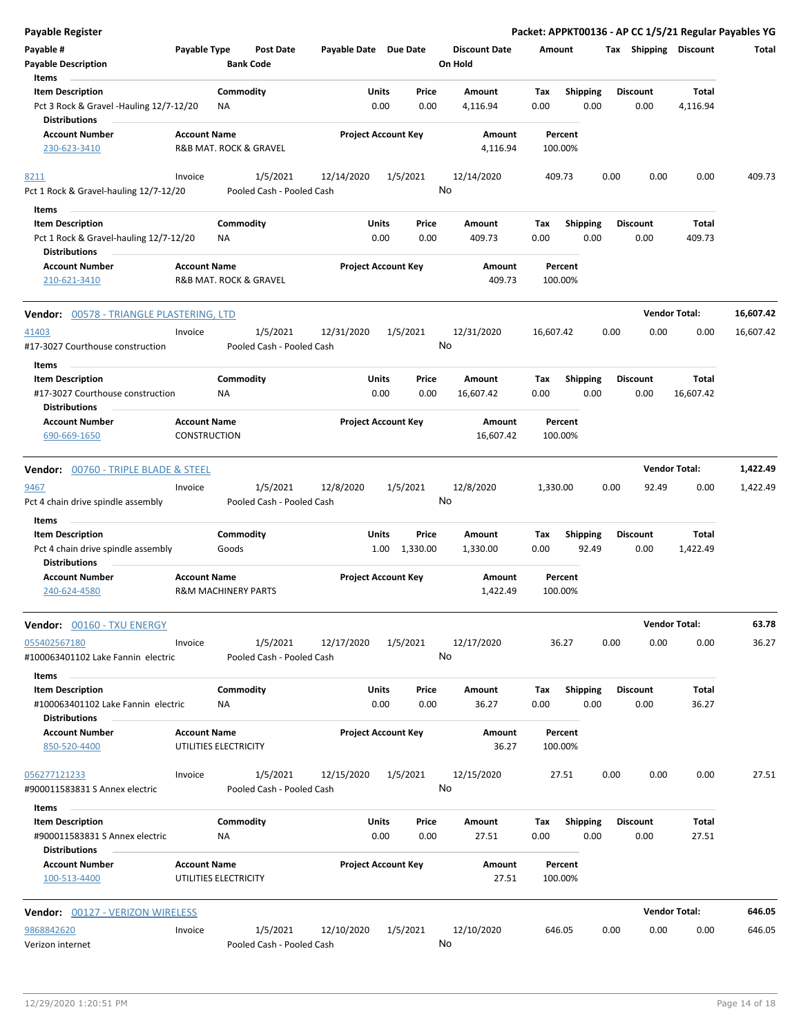**Payable Register** — **Packet: APPKT00136 - AP CC 1/5/21 Regular Payables YG**

| Payable # | Payable Type | Post Date | Payable Date | Due Date | Discount Date | Amount | Tax | Shipping | Discount | Total |
|---|---|---|---|---|---|---|---|---|---|---|
| **Payable Description** | | **Bank Code** | | | **On Hold** | | | | | |

**Items**

| Item Description | Commodity | Units | Price | Amount | Tax | Shipping | Discount | Total |
|---|---|---|---|---|---|---|---|---|
| Pct 3 Rock & Gravel -Hauling 12/7-12/20 | NA | 0.00 | 0.00 | 4,116.94 | 0.00 | 0.00 | 0.00 | 4,116.94 |

**Distributions**

| Account Number | Account Name | Project Account Key | Amount | Percent |
|---|---|---|---|---|
| 230-623-3410 | R&B MAT. ROCK & GRAVEL | | 4,116.94 | 100.00% |

| Payable # | Payable Type | Post Date | Payable Date | Due Date | Discount Date | Amount | Tax | Shipping | Discount | Total |
|---|---|---|---|---|---|---|---|---|---|---|
| 8211 | Invoice | 1/5/2021 | 12/14/2020 | 1/5/2021 | 12/14/2020 | 409.73 | 0.00 | 0.00 | 0.00 | 409.73 |
| Pct 1 Rock & Gravel-hauling 12/7-12/20 | | Pooled Cash - Pooled Cash | | | No | | | | | |

**Items**

| Item Description | Commodity | Units | Price | Amount | Tax | Shipping | Discount | Total |
|---|---|---|---|---|---|---|---|---|
| Pct 1 Rock & Gravel-hauling 12/7-12/20 | NA | 0.00 | 0.00 | 409.73 | 0.00 | 0.00 | 0.00 | 409.73 |

**Distributions**

| Account Number | Account Name | Project Account Key | Amount | Percent |
|---|---|---|---|---|
| 210-621-3410 | R&B MAT. ROCK & GRAVEL | | 409.73 | 100.00% |

**Vendor:** 00578 - TRIANGLE PLASTERING, LTD — **Vendor Total: 16,607.42**

| Payable # | Payable Type | Post Date | Payable Date | Due Date | Discount Date | Amount | Tax | Shipping | Discount | Total |
|---|---|---|---|---|---|---|---|---|---|---|
| 41403 | Invoice | 1/5/2021 | 12/31/2020 | 1/5/2021 | 12/31/2020 | 16,607.42 | 0.00 | 0.00 | 0.00 | 16,607.42 |
| #17-3027 Courthouse construction | | Pooled Cash - Pooled Cash | | | No | | | | | |

**Items**

| Item Description | Commodity | Units | Price | Amount | Tax | Shipping | Discount | Total |
|---|---|---|---|---|---|---|---|---|
| #17-3027 Courthouse construction | NA | 0.00 | 0.00 | 16,607.42 | 0.00 | 0.00 | 0.00 | 16,607.42 |

**Distributions**

| Account Number | Account Name | Project Account Key | Amount | Percent |
|---|---|---|---|---|
| 690-669-1650 | CONSTRUCTION | | 16,607.42 | 100.00% |

**Vendor:** 00760 - TRIPLE BLADE & STEEL — **Vendor Total: 1,422.49**

| Payable # | Payable Type | Post Date | Payable Date | Due Date | Discount Date | Amount | Tax | Shipping | Discount | Total |
|---|---|---|---|---|---|---|---|---|---|---|
| 9467 | Invoice | 1/5/2021 | 12/8/2020 | 1/5/2021 | 12/8/2020 | 1,330.00 | 0.00 | 92.49 | 0.00 | 1,422.49 |
| Pct 4 chain drive spindle assembly | | Pooled Cash - Pooled Cash | | | No | | | | | |

**Items**

| Item Description | Commodity | Units | Price | Amount | Tax | Shipping | Discount | Total |
|---|---|---|---|---|---|---|---|---|
| Pct 4 chain drive spindle assembly | Goods | 1.00 | 1,330.00 | 1,330.00 | 0.00 | 92.49 | 0.00 | 1,422.49 |

**Distributions**

| Account Number | Account Name | Project Account Key | Amount | Percent |
|---|---|---|---|---|
| 240-624-4580 | R&M MACHINERY PARTS | | 1,422.49 | 100.00% |

**Vendor:** 00160 - TXU ENERGY — **Vendor Total: 63.78**

| Payable # | Payable Type | Post Date | Payable Date | Due Date | Discount Date | Amount | Tax | Shipping | Discount | Total |
|---|---|---|---|---|---|---|---|---|---|---|
| 055402567180 | Invoice | 1/5/2021 | 12/17/2020 | 1/5/2021 | 12/17/2020 | 36.27 | 0.00 | 0.00 | 0.00 | 36.27 |
| #100063401102 Lake Fannin electric | | Pooled Cash - Pooled Cash | | | No | | | | | |

**Items**

| Item Description | Commodity | Units | Price | Amount | Tax | Shipping | Discount | Total |
|---|---|---|---|---|---|---|---|---|
| #100063401102 Lake Fannin electric | NA | 0.00 | 0.00 | 36.27 | 0.00 | 0.00 | 0.00 | 36.27 |

**Distributions**

| Account Number | Account Name | Project Account Key | Amount | Percent |
|---|---|---|---|---|
| 850-520-4400 | UTILITIES ELECTRICITY | | 36.27 | 100.00% |

| Payable # | Payable Type | Post Date | Payable Date | Due Date | Discount Date | Amount | Tax | Shipping | Discount | Total |
|---|---|---|---|---|---|---|---|---|---|---|
| 056277121233 | Invoice | 1/5/2021 | 12/15/2020 | 1/5/2021 | 12/15/2020 | 27.51 | 0.00 | 0.00 | 0.00 | 27.51 |
| #900011583831 S Annex electric | | Pooled Cash - Pooled Cash | | | No | | | | | |

**Items**

| Item Description | Commodity | Units | Price | Amount | Tax | Shipping | Discount | Total |
|---|---|---|---|---|---|---|---|---|
| #900011583831 S Annex electric | NA | 0.00 | 0.00 | 27.51 | 0.00 | 0.00 | 0.00 | 27.51 |

**Distributions**

| Account Number | Account Name | Project Account Key | Amount | Percent |
|---|---|---|---|---|
| 100-513-4400 | UTILITIES ELECTRICITY | | 27.51 | 100.00% |

**Vendor:** 00127 - VERIZON WIRELESS — **Vendor Total: 646.05**

| Payable # | Payable Type | Post Date | Payable Date | Due Date | Discount Date | Amount | Tax | Shipping | Discount | Total |
|---|---|---|---|---|---|---|---|---|---|---|
| 9868842620 | Invoice | 1/5/2021 | 12/10/2020 | 1/5/2021 | 12/10/2020 | 646.05 | 0.00 | 0.00 | 0.00 | 646.05 |
| Verizon internet | | Pooled Cash - Pooled Cash | | | No | | | | | |

12/29/2020 1:20:51 PM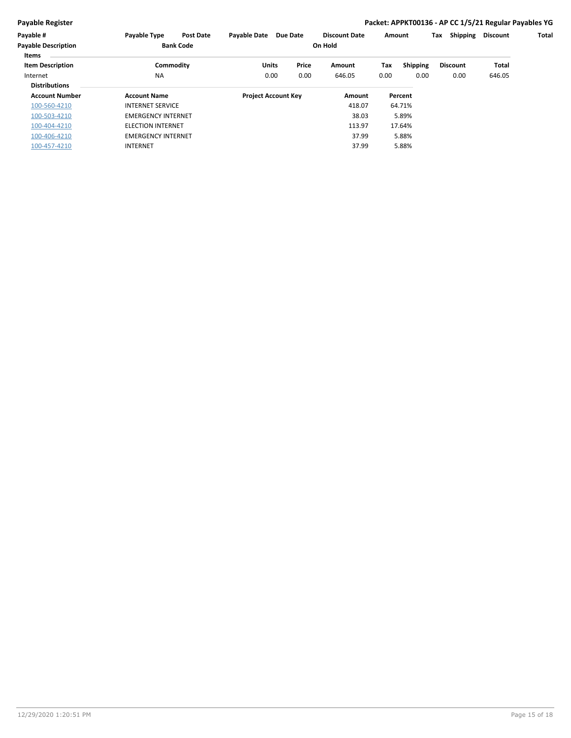**Payable Register** | **Packet: APPKT00136 - AP CC 1/5/21 Regular Payables YG**

| Payable # | Payable Type | Post Date | Payable Date | Due Date | Discount Date | Amount | Tax | Shipping | Discount | Total |
|---|---|---|---|---|---|---|---|---|---|---|
| **Payable Description** | | **Bank Code** | | | **On Hold** | | | | | |

**Items**

| Item Description | Commodity | Units | Price | Amount | Tax | Shipping | Discount | Total |
|---|---|---|---|---|---|---|---|---|
| Internet | NA | 0.00 | 0.00 | 646.05 | 0.00 | 0.00 | 0.00 | 646.05 |

**Distributions**

| Account Number | Account Name | Project Account Key | Amount | Percent |
|---|---|---|---|---|
| 100-560-4210 | INTERNET SERVICE | | 418.07 | 64.71% |
| 100-503-4210 | EMERGENCY INTERNET | | 38.03 | 5.89% |
| 100-404-4210 | ELECTION INTERNET | | 113.97 | 17.64% |
| 100-406-4210 | EMERGENCY INTERNET | | 37.99 | 5.88% |
| 100-457-4210 | INTERNET | | 37.99 | 5.88% |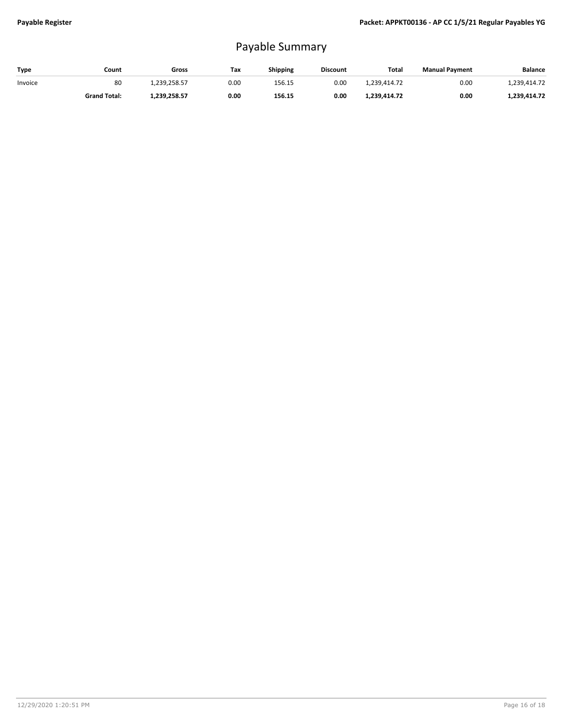# Payable Summary

| Type | Count | Gross | Tax | Shipping | Discount | Total | Manual Payment | Balance |
|---|---|---|---|---|---|---|---|---|
| Invoice | 80 | 1,239,258.57 | 0.00 | 156.15 | 0.00 | 1,239,414.72 | 0.00 | 1,239,414.72 |
| | **Grand Total:** | **1,239,258.57** | **0.00** | **156.15** | **0.00** | **1,239,414.72** | **0.00** | **1,239,414.72** |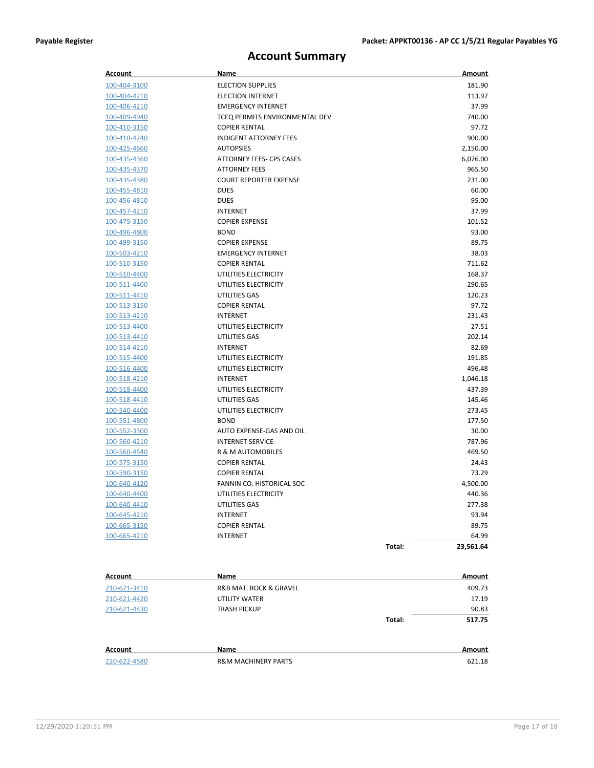# Account Summary

| Account | Name | Amount |
|---|---|---|
| 100-404-3100 | ELECTION SUPPLIES | 181.90 |
| 100-404-4210 | ELECTION INTERNET | 113.97 |
| 100-406-4210 | EMERGENCY INTERNET | 37.99 |
| 100-409-4940 | TCEQ PERMITS ENVIRONMENTAL DEV | 740.00 |
| 100-410-3150 | COPIER RENTAL | 97.72 |
| 100-410-4240 | INDIGENT ATTORNEY FEES | 900.00 |
| 100-425-4660 | AUTOPSIES | 2,150.00 |
| 100-435-4360 | ATTORNEY FEES- CPS CASES | 6,076.00 |
| 100-435-4370 | ATTORNEY FEES | 965.50 |
| 100-435-4380 | COURT REPORTER EXPENSE | 231.00 |
| 100-455-4810 | DUES | 60.00 |
| 100-456-4810 | DUES | 95.00 |
| 100-457-4210 | INTERNET | 37.99 |
| 100-475-3150 | COPIER EXPENSE | 101.52 |
| 100-496-4800 | BOND | 93.00 |
| 100-499-3150 | COPIER EXPENSE | 89.75 |
| 100-503-4210 | EMERGENCY INTERNET | 38.03 |
| 100-510-3150 | COPIER RENTAL | 711.62 |
| 100-510-4400 | UTILITIES ELECTRICITY | 168.37 |
| 100-511-4400 | UTILITIES ELECTRICITY | 290.65 |
| 100-511-4410 | UTILITIES GAS | 120.23 |
| 100-513-3150 | COPIER RENTAL | 97.72 |
| 100-513-4210 | INTERNET | 231.43 |
| 100-513-4400 | UTILITIES ELECTRICITY | 27.51 |
| 100-513-4410 | UTILITIES GAS | 202.14 |
| 100-514-4210 | INTERNET | 82.69 |
| 100-515-4400 | UTILITIES ELECTRICITY | 191.85 |
| 100-516-4400 | UTILITIES ELECTRICITY | 496.48 |
| 100-518-4210 | INTERNET | 1,046.18 |
| 100-518-4400 | UTILITIES ELECTRICITY | 437.39 |
| 100-518-4410 | UTILITIES GAS | 145.46 |
| 100-540-4400 | UTILITIES ELECTRICITY | 273.45 |
| 100-551-4800 | BOND | 177.50 |
| 100-552-3300 | AUTO EXPENSE-GAS AND OIL | 30.00 |
| 100-560-4210 | INTERNET SERVICE | 787.96 |
| 100-560-4540 | R & M AUTOMOBILES | 469.50 |
| 100-575-3150 | COPIER RENTAL | 24.43 |
| 100-590-3150 | COPIER RENTAL | 73.29 |
| 100-640-4120 | FANNIN CO. HISTORICAL SOC | 4,500.00 |
| 100-640-4400 | UTILITIES ELECTRICITY | 440.36 |
| 100-640-4410 | UTILITIES GAS | 277.38 |
| 100-645-4210 | INTERNET | 93.94 |
| 100-665-3150 | COPIER RENTAL | 89.75 |
| 100-665-4210 | INTERNET | 64.99 |
| | Total: | 23,561.64 |

| Account | Name | Amount |
|---|---|---|
| 210-621-3410 | R&B MAT. ROCK & GRAVEL | 409.73 |
| 210-621-4420 | UTILITY WATER | 17.19 |
| 210-621-4430 | TRASH PICKUP | 90.83 |
| | Total: | 517.75 |

| Account | Name | Amount |
|---|---|---|
| 220-622-4580 | R&M MACHINERY PARTS | 621.18 |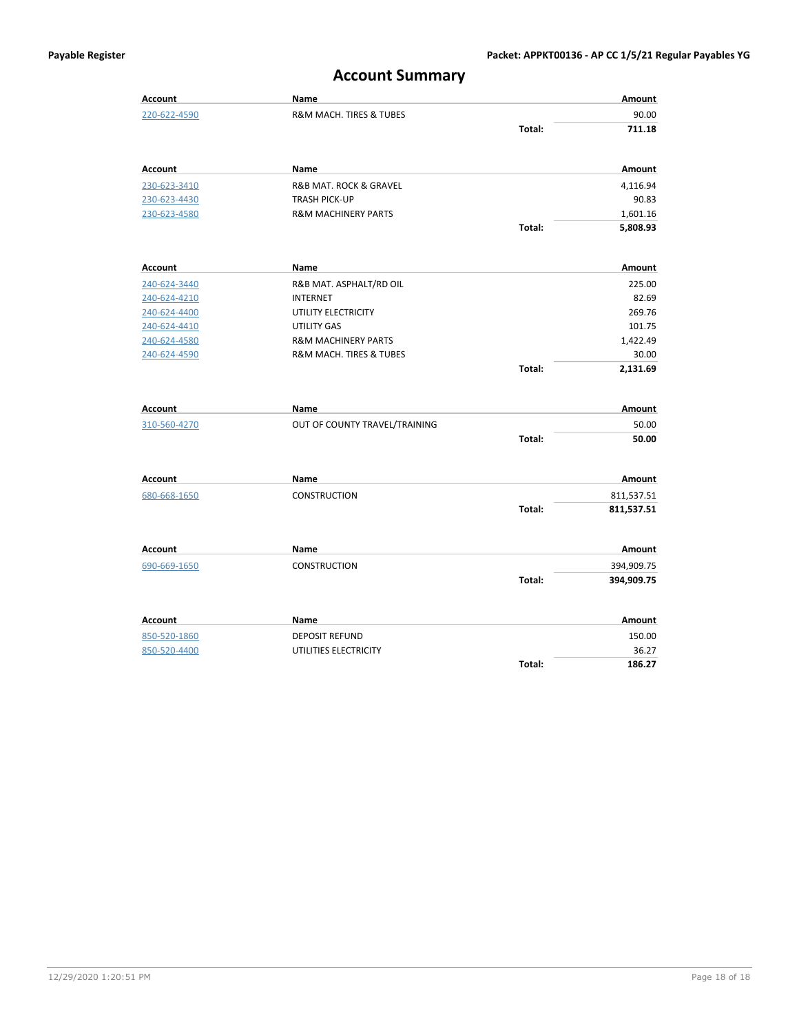# Account Summary

| Account | Name | | Amount |
|---|---|---|---|
| 220-622-4590 | R&M MACH. TIRES & TUBES | | 90.00 |
| | | **Total:** | **711.18** |

| Account | Name | | Amount |
|---|---|---|---|
| 230-623-3410 | R&B MAT. ROCK & GRAVEL | | 4,116.94 |
| 230-623-4430 | TRASH PICK-UP | | 90.83 |
| 230-623-4580 | R&M MACHINERY PARTS | | 1,601.16 |
| | | **Total:** | **5,808.93** |

| Account | Name | | Amount |
|---|---|---|---|
| 240-624-3440 | R&B MAT. ASPHALT/RD OIL | | 225.00 |
| 240-624-4210 | INTERNET | | 82.69 |
| 240-624-4400 | UTILITY ELECTRICITY | | 269.76 |
| 240-624-4410 | UTILITY GAS | | 101.75 |
| 240-624-4580 | R&M MACHINERY PARTS | | 1,422.49 |
| 240-624-4590 | R&M MACH. TIRES & TUBES | | 30.00 |
| | | **Total:** | **2,131.69** |

| Account | Name | | Amount |
|---|---|---|---|
| 310-560-4270 | OUT OF COUNTY TRAVEL/TRAINING | | 50.00 |
| | | **Total:** | **50.00** |

| Account | Name | | Amount |
|---|---|---|---|
| 680-668-1650 | CONSTRUCTION | | 811,537.51 |
| | | **Total:** | **811,537.51** |

| Account | Name | | Amount |
|---|---|---|---|
| 690-669-1650 | CONSTRUCTION | | 394,909.75 |
| | | **Total:** | **394,909.75** |

| Account | Name | | Amount |
|---|---|---|---|
| 850-520-1860 | DEPOSIT REFUND | | 150.00 |
| 850-520-4400 | UTILITIES ELECTRICITY | | 36.27 |
| | | **Total:** | **186.27** |